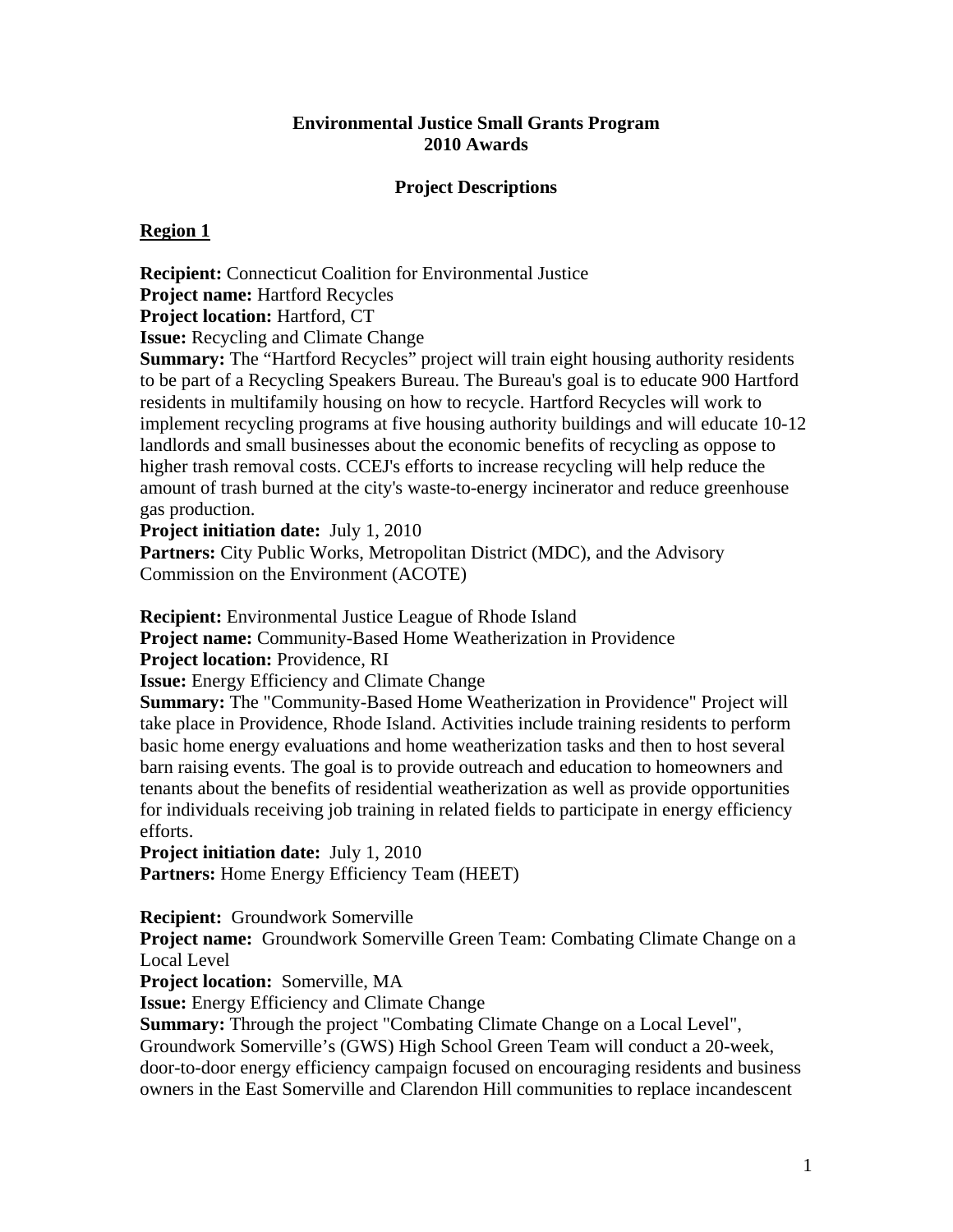# Environmental Justice Small Grants Program
# 2010 Awards

## Project Descriptions

### Region 1

**Recipient:** Connecticut Coalition for Environmental Justice
**Project name:** Hartford Recycles
**Project location:** Hartford, CT
**Issue:** Recycling and Climate Change
**Summary:** The "Hartford Recycles" project will train eight housing authority residents to be part of a Recycling Speakers Bureau. The Bureau's goal is to educate 900 Hartford residents in multifamily housing on how to recycle. Hartford Recycles will work to implement recycling programs at five housing authority buildings and will educate 10-12 landlords and small businesses about the economic benefits of recycling as oppose to higher trash removal costs. CCEJ's efforts to increase recycling will help reduce the amount of trash burned at the city's waste-to-energy incinerator and reduce greenhouse gas production.
**Project initiation date:** July 1, 2010
**Partners:** City Public Works, Metropolitan District (MDC), and the Advisory Commission on the Environment (ACOTE)

**Recipient:** Environmental Justice League of Rhode Island
**Project name:** Community-Based Home Weatherization in Providence
**Project location:** Providence, RI
**Issue:** Energy Efficiency and Climate Change
**Summary:** The "Community-Based Home Weatherization in Providence" Project will take place in Providence, Rhode Island. Activities include training residents to perform basic home energy evaluations and home weatherization tasks and then to host several barn raising events. The goal is to provide outreach and education to homeowners and tenants about the benefits of residential weatherization as well as provide opportunities for individuals receiving job training in related fields to participate in energy efficiency efforts.
**Project initiation date:** July 1, 2010
**Partners:** Home Energy Efficiency Team (HEET)

**Recipient:** Groundwork Somerville
**Project name:** Groundwork Somerville Green Team: Combating Climate Change on a Local Level
**Project location:** Somerville, MA
**Issue:** Energy Efficiency and Climate Change
**Summary:** Through the project "Combating Climate Change on a Local Level", Groundwork Somerville's (GWS) High School Green Team will conduct a 20-week, door-to-door energy efficiency campaign focused on encouraging residents and business owners in the East Somerville and Clarendon Hill communities to replace incandescent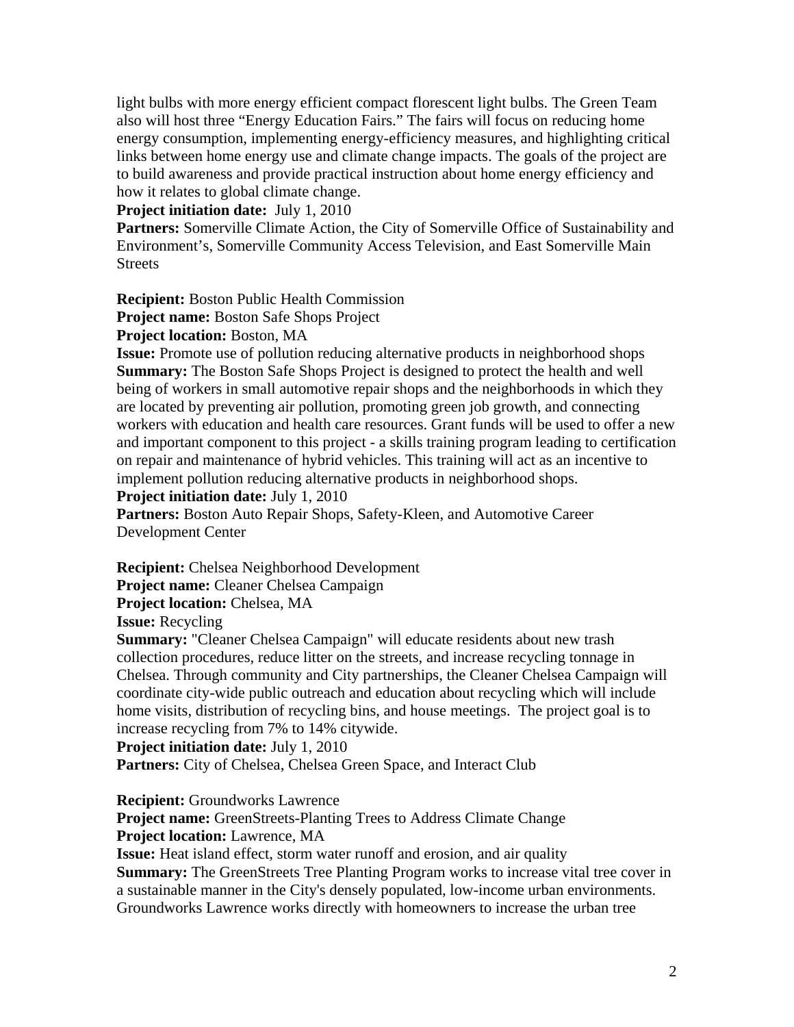light bulbs with more energy efficient compact florescent light bulbs. The Green Team also will host three "Energy Education Fairs." The fairs will focus on reducing home energy consumption, implementing energy-efficiency measures, and highlighting critical links between home energy use and climate change impacts. The goals of the project are to build awareness and provide practical instruction about home energy efficiency and how it relates to global climate change.
**Project initiation date:** July 1, 2010
**Partners:** Somerville Climate Action, the City of Somerville Office of Sustainability and Environment's, Somerville Community Access Television, and East Somerville Main Streets

**Recipient:** Boston Public Health Commission
**Project name:** Boston Safe Shops Project
**Project location:** Boston, MA
**Issue:** Promote use of pollution reducing alternative products in neighborhood shops
**Summary:** The Boston Safe Shops Project is designed to protect the health and well being of workers in small automotive repair shops and the neighborhoods in which they are located by preventing air pollution, promoting green job growth, and connecting workers with education and health care resources. Grant funds will be used to offer a new and important component to this project - a skills training program leading to certification on repair and maintenance of hybrid vehicles. This training will act as an incentive to implement pollution reducing alternative products in neighborhood shops.
**Project initiation date:** July 1, 2010
**Partners:** Boston Auto Repair Shops, Safety-Kleen, and Automotive Career Development Center

**Recipient:** Chelsea Neighborhood Development
**Project name:** Cleaner Chelsea Campaign
**Project location:** Chelsea, MA
**Issue:** Recycling
**Summary:** "Cleaner Chelsea Campaign" will educate residents about new trash collection procedures, reduce litter on the streets, and increase recycling tonnage in Chelsea. Through community and City partnerships, the Cleaner Chelsea Campaign will coordinate city-wide public outreach and education about recycling which will include home visits, distribution of recycling bins, and house meetings. The project goal is to increase recycling from 7% to 14% citywide.
**Project initiation date:** July 1, 2010
**Partners:** City of Chelsea, Chelsea Green Space, and Interact Club

**Recipient:** Groundworks Lawrence
**Project name:** GreenStreets-Planting Trees to Address Climate Change
**Project location:** Lawrence, MA
**Issue:** Heat island effect, storm water runoff and erosion, and air quality
**Summary:** The GreenStreets Tree Planting Program works to increase vital tree cover in a sustainable manner in the City's densely populated, low-income urban environments. Groundworks Lawrence works directly with homeowners to increase the urban tree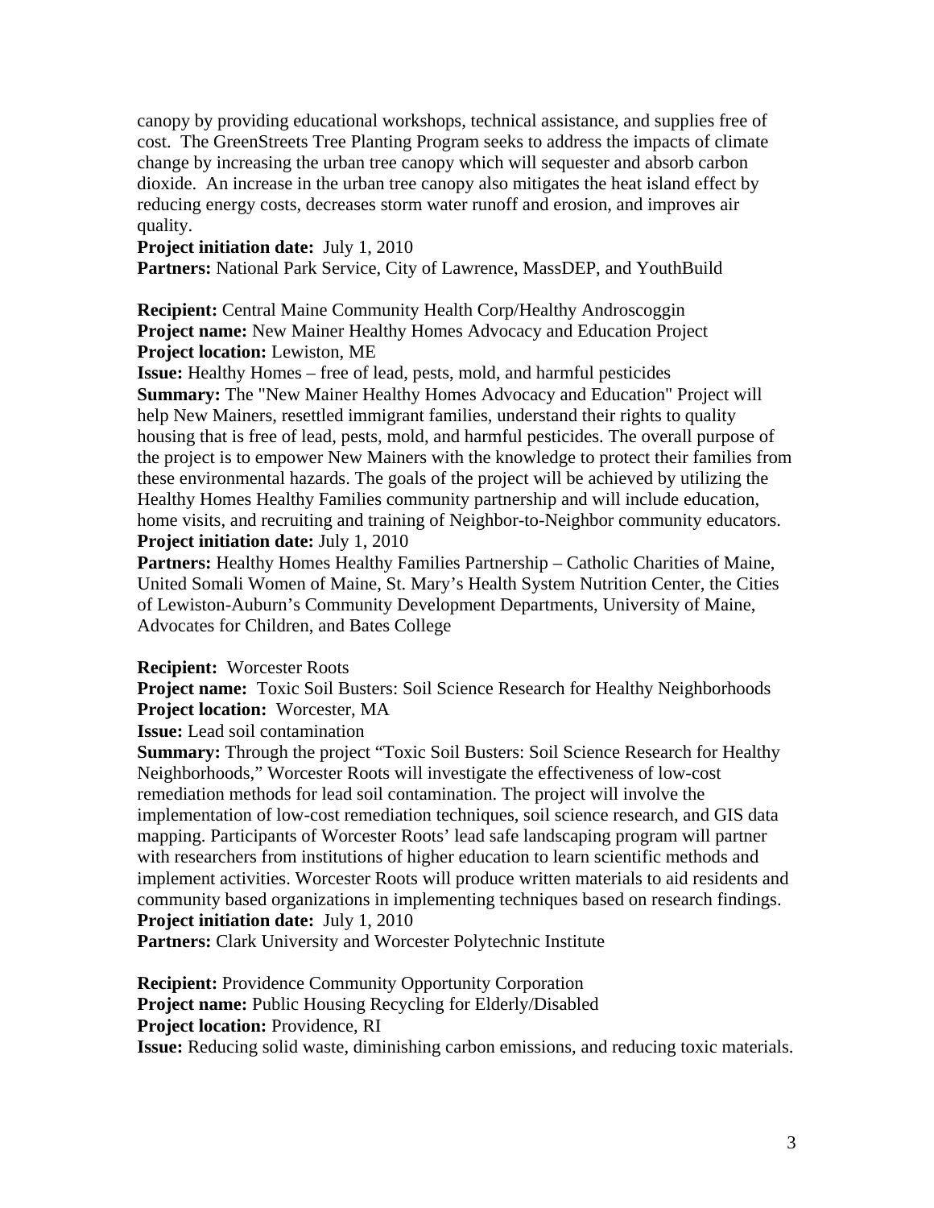canopy by providing educational workshops, technical assistance, and supplies free of cost. The GreenStreets Tree Planting Program seeks to address the impacts of climate change by increasing the urban tree canopy which will sequester and absorb carbon dioxide. An increase in the urban tree canopy also mitigates the heat island effect by reducing energy costs, decreases storm water runoff and erosion, and improves air quality.

**Project initiation date:** July 1, 2010

**Partners:** National Park Service, City of Lawrence, MassDEP, and YouthBuild

**Recipient:** Central Maine Community Health Corp/Healthy Androscoggin

**Project name:** New Mainer Healthy Homes Advocacy and Education Project

**Project location:** Lewiston, ME

**Issue:** Healthy Homes – free of lead, pests, mold, and harmful pesticides

**Summary:** The "New Mainer Healthy Homes Advocacy and Education" Project will help New Mainers, resettled immigrant families, understand their rights to quality housing that is free of lead, pests, mold, and harmful pesticides. The overall purpose of the project is to empower New Mainers with the knowledge to protect their families from these environmental hazards. The goals of the project will be achieved by utilizing the Healthy Homes Healthy Families community partnership and will include education, home visits, and recruiting and training of Neighbor-to-Neighbor community educators.

**Project initiation date:** July 1, 2010

**Partners:** Healthy Homes Healthy Families Partnership – Catholic Charities of Maine, United Somali Women of Maine, St. Mary's Health System Nutrition Center, the Cities of Lewiston-Auburn's Community Development Departments, University of Maine, Advocates for Children, and Bates College

**Recipient:** Worcester Roots

**Project name:** Toxic Soil Busters: Soil Science Research for Healthy Neighborhoods

**Project location:** Worcester, MA

**Issue:** Lead soil contamination

**Summary:** Through the project "Toxic Soil Busters: Soil Science Research for Healthy Neighborhoods," Worcester Roots will investigate the effectiveness of low-cost remediation methods for lead soil contamination. The project will involve the implementation of low-cost remediation techniques, soil science research, and GIS data mapping. Participants of Worcester Roots' lead safe landscaping program will partner with researchers from institutions of higher education to learn scientific methods and implement activities. Worcester Roots will produce written materials to aid residents and community based organizations in implementing techniques based on research findings.

**Project initiation date:** July 1, 2010

**Partners:** Clark University and Worcester Polytechnic Institute

**Recipient:** Providence Community Opportunity Corporation

**Project name:** Public Housing Recycling for Elderly/Disabled

**Project location:** Providence, RI

**Issue:** Reducing solid waste, diminishing carbon emissions, and reducing toxic materials.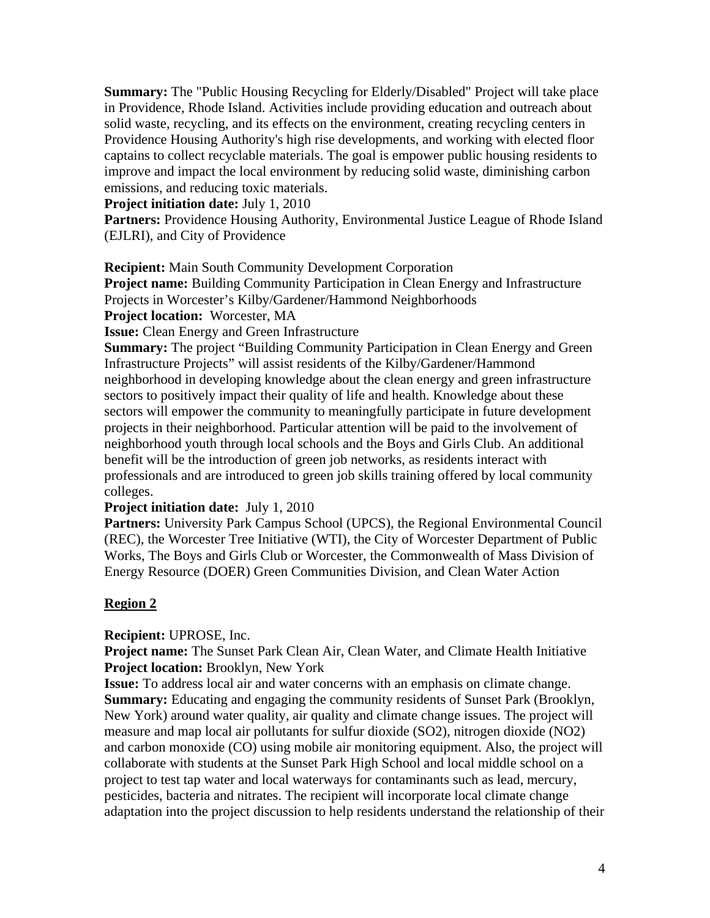**Summary:** The "Public Housing Recycling for Elderly/Disabled" Project will take place in Providence, Rhode Island. Activities include providing education and outreach about solid waste, recycling, and its effects on the environment, creating recycling centers in Providence Housing Authority's high rise developments, and working with elected floor captains to collect recyclable materials. The goal is empower public housing residents to improve and impact the local environment by reducing solid waste, diminishing carbon emissions, and reducing toxic materials.
**Project initiation date:** July 1, 2010
**Partners:** Providence Housing Authority, Environmental Justice League of Rhode Island (EJLRI), and City of Providence

**Recipient:** Main South Community Development Corporation
**Project name:** Building Community Participation in Clean Energy and Infrastructure Projects in Worcester's Kilby/Gardener/Hammond Neighborhoods
**Project location:** Worcester, MA
**Issue:** Clean Energy and Green Infrastructure
**Summary:** The project "Building Community Participation in Clean Energy and Green Infrastructure Projects" will assist residents of the Kilby/Gardener/Hammond neighborhood in developing knowledge about the clean energy and green infrastructure sectors to positively impact their quality of life and health. Knowledge about these sectors will empower the community to meaningfully participate in future development projects in their neighborhood. Particular attention will be paid to the involvement of neighborhood youth through local schools and the Boys and Girls Club. An additional benefit will be the introduction of green job networks, as residents interact with professionals and are introduced to green job skills training offered by local community colleges.
**Project initiation date:** July 1, 2010
**Partners:** University Park Campus School (UPCS), the Regional Environmental Council (REC), the Worcester Tree Initiative (WTI), the City of Worcester Department of Public Works, The Boys and Girls Club or Worcester, the Commonwealth of Mass Division of Energy Resource (DOER) Green Communities Division, and Clean Water Action

## Region 2

**Recipient:** UPROSE, Inc.
**Project name:** The Sunset Park Clean Air, Clean Water, and Climate Health Initiative
**Project location:** Brooklyn, New York
**Issue:** To address local air and water concerns with an emphasis on climate change.
**Summary:** Educating and engaging the community residents of Sunset Park (Brooklyn, New York) around water quality, air quality and climate change issues. The project will measure and map local air pollutants for sulfur dioxide ($SO_2$), nitrogen dioxide ($NO_2$) and carbon monoxide (CO) using mobile air monitoring equipment. Also, the project will collaborate with students at the Sunset Park High School and local middle school on a project to test tap water and local waterways for contaminants such as lead, mercury, pesticides, bacteria and nitrates. The recipient will incorporate local climate change adaptation into the project discussion to help residents understand the relationship of their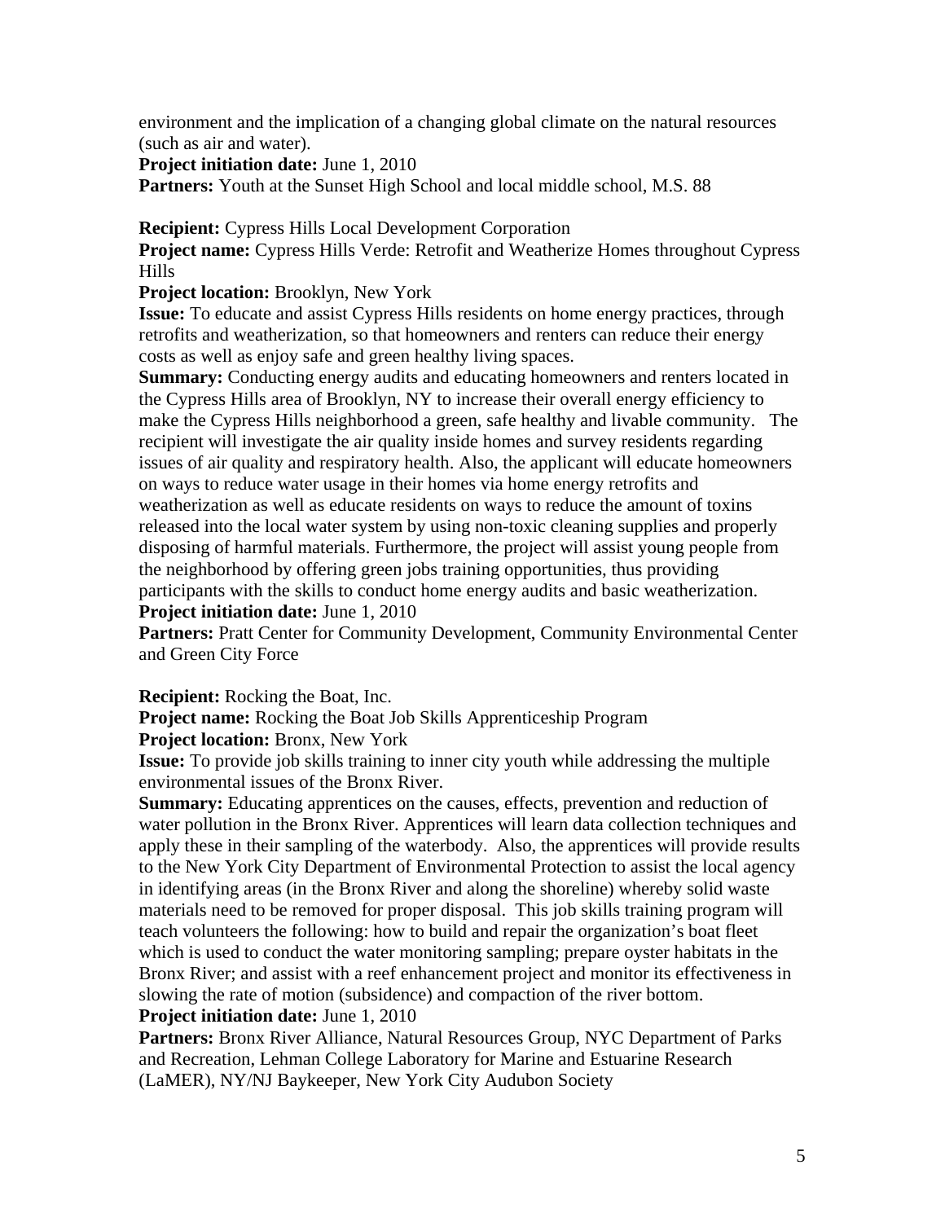environment and the implication of a changing global climate on the natural resources (such as air and water).

**Project initiation date:** June 1, 2010

**Partners:** Youth at the Sunset High School and local middle school, M.S. 88

**Recipient:** Cypress Hills Local Development Corporation

**Project name:** Cypress Hills Verde: Retrofit and Weatherize Homes throughout Cypress Hills

**Project location:** Brooklyn, New York

**Issue:** To educate and assist Cypress Hills residents on home energy practices, through retrofits and weatherization, so that homeowners and renters can reduce their energy costs as well as enjoy safe and green healthy living spaces.

**Summary:** Conducting energy audits and educating homeowners and renters located in the Cypress Hills area of Brooklyn, NY to increase their overall energy efficiency to make the Cypress Hills neighborhood a green, safe healthy and livable community. The recipient will investigate the air quality inside homes and survey residents regarding issues of air quality and respiratory health. Also, the applicant will educate homeowners on ways to reduce water usage in their homes via home energy retrofits and weatherization as well as educate residents on ways to reduce the amount of toxins released into the local water system by using non-toxic cleaning supplies and properly disposing of harmful materials. Furthermore, the project will assist young people from the neighborhood by offering green jobs training opportunities, thus providing participants with the skills to conduct home energy audits and basic weatherization.

**Project initiation date:** June 1, 2010

**Partners:** Pratt Center for Community Development, Community Environmental Center and Green City Force

**Recipient:** Rocking the Boat, Inc.

**Project name:** Rocking the Boat Job Skills Apprenticeship Program

**Project location:** Bronx, New York

**Issue:** To provide job skills training to inner city youth while addressing the multiple environmental issues of the Bronx River.

**Summary:** Educating apprentices on the causes, effects, prevention and reduction of water pollution in the Bronx River. Apprentices will learn data collection techniques and apply these in their sampling of the waterbody. Also, the apprentices will provide results to the New York City Department of Environmental Protection to assist the local agency in identifying areas (in the Bronx River and along the shoreline) whereby solid waste materials need to be removed for proper disposal. This job skills training program will teach volunteers the following: how to build and repair the organization's boat fleet which is used to conduct the water monitoring sampling; prepare oyster habitats in the Bronx River; and assist with a reef enhancement project and monitor its effectiveness in slowing the rate of motion (subsidence) and compaction of the river bottom.

**Project initiation date:** June 1, 2010

**Partners:** Bronx River Alliance, Natural Resources Group, NYC Department of Parks and Recreation, Lehman College Laboratory for Marine and Estuarine Research (LaMER), NY/NJ Baykeeper, New York City Audubon Society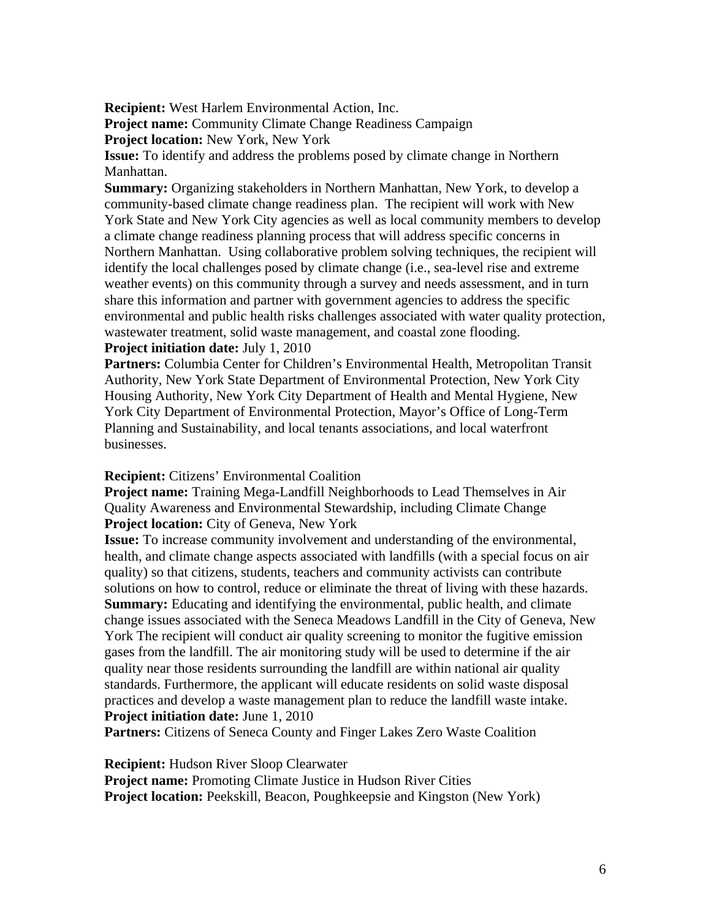**Recipient:** West Harlem Environmental Action, Inc.
**Project name:** Community Climate Change Readiness Campaign
**Project location:** New York, New York
**Issue:** To identify and address the problems posed by climate change in Northern Manhattan.
**Summary:** Organizing stakeholders in Northern Manhattan, New York, to develop a community-based climate change readiness plan. The recipient will work with New York State and New York City agencies as well as local community members to develop a climate change readiness planning process that will address specific concerns in Northern Manhattan. Using collaborative problem solving techniques, the recipient will identify the local challenges posed by climate change (i.e., sea-level rise and extreme weather events) on this community through a survey and needs assessment, and in turn share this information and partner with government agencies to address the specific environmental and public health risks challenges associated with water quality protection, wastewater treatment, solid waste management, and coastal zone flooding.
**Project initiation date:** July 1, 2010
**Partners:** Columbia Center for Children's Environmental Health, Metropolitan Transit Authority, New York State Department of Environmental Protection, New York City Housing Authority, New York City Department of Health and Mental Hygiene, New York City Department of Environmental Protection, Mayor's Office of Long-Term Planning and Sustainability, and local tenants associations, and local waterfront businesses.

**Recipient:** Citizens' Environmental Coalition
**Project name:** Training Mega-Landfill Neighborhoods to Lead Themselves in Air Quality Awareness and Environmental Stewardship, including Climate Change
**Project location:** City of Geneva, New York
**Issue:** To increase community involvement and understanding of the environmental, health, and climate change aspects associated with landfills (with a special focus on air quality) so that citizens, students, teachers and community activists can contribute solutions on how to control, reduce or eliminate the threat of living with these hazards.
**Summary:** Educating and identifying the environmental, public health, and climate change issues associated with the Seneca Meadows Landfill in the City of Geneva, New York The recipient will conduct air quality screening to monitor the fugitive emission gases from the landfill. The air monitoring study will be used to determine if the air quality near those residents surrounding the landfill are within national air quality standards. Furthermore, the applicant will educate residents on solid waste disposal practices and develop a waste management plan to reduce the landfill waste intake.
**Project initiation date:** June 1, 2010
**Partners:** Citizens of Seneca County and Finger Lakes Zero Waste Coalition

**Recipient:** Hudson River Sloop Clearwater
**Project name:** Promoting Climate Justice in Hudson River Cities
**Project location:** Peekskill, Beacon, Poughkeepsie and Kingston (New York)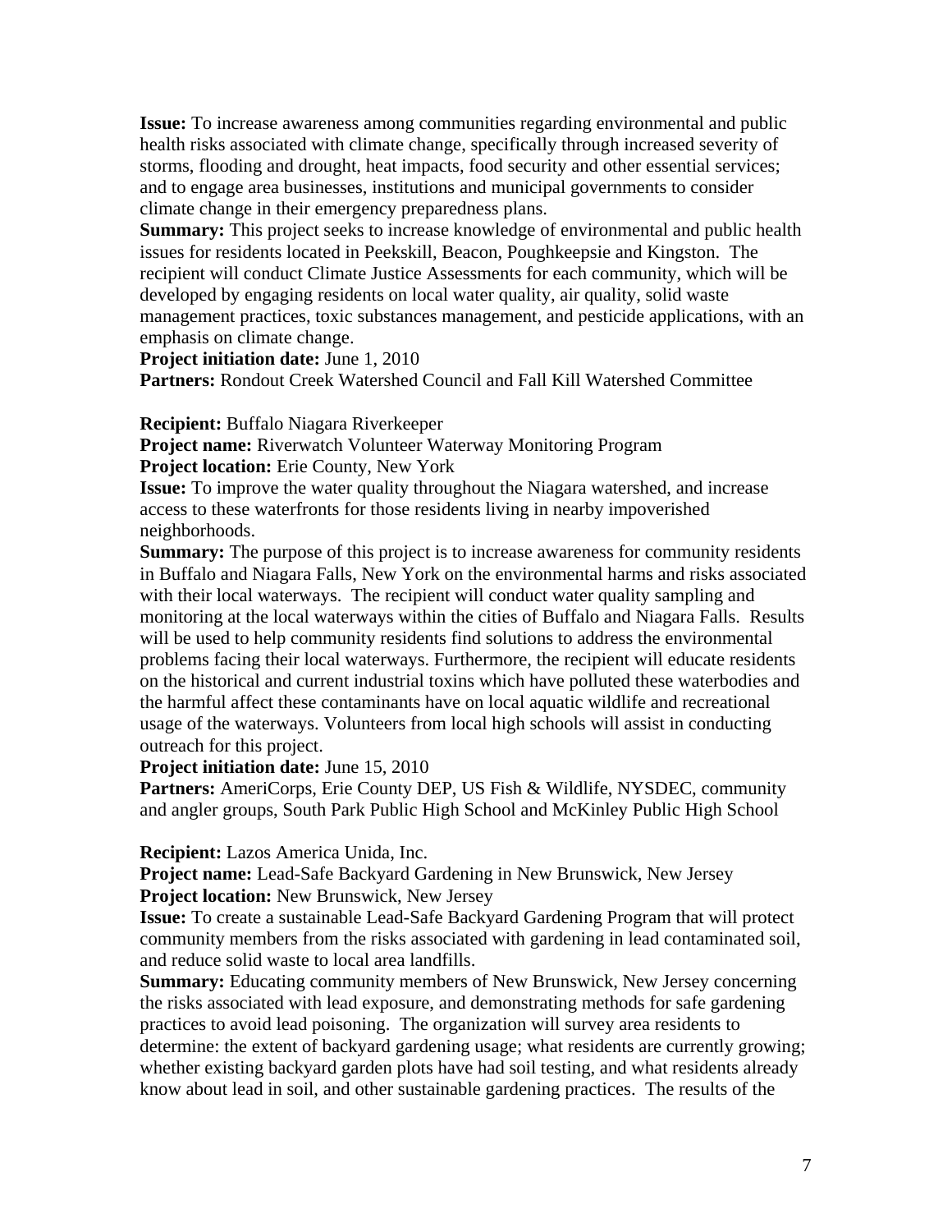**Issue:** To increase awareness among communities regarding environmental and public health risks associated with climate change, specifically through increased severity of storms, flooding and drought, heat impacts, food security and other essential services; and to engage area businesses, institutions and municipal governments to consider climate change in their emergency preparedness plans.

**Summary:** This project seeks to increase knowledge of environmental and public health issues for residents located in Peekskill, Beacon, Poughkeepsie and Kingston. The recipient will conduct Climate Justice Assessments for each community, which will be developed by engaging residents on local water quality, air quality, solid waste management practices, toxic substances management, and pesticide applications, with an emphasis on climate change.

**Project initiation date:** June 1, 2010

**Partners:** Rondout Creek Watershed Council and Fall Kill Watershed Committee

**Recipient:** Buffalo Niagara Riverkeeper

**Project name:** Riverwatch Volunteer Waterway Monitoring Program

**Project location:** Erie County, New York

**Issue:** To improve the water quality throughout the Niagara watershed, and increase access to these waterfronts for those residents living in nearby impoverished neighborhoods.

**Summary:** The purpose of this project is to increase awareness for community residents in Buffalo and Niagara Falls, New York on the environmental harms and risks associated with their local waterways. The recipient will conduct water quality sampling and monitoring at the local waterways within the cities of Buffalo and Niagara Falls. Results will be used to help community residents find solutions to address the environmental problems facing their local waterways. Furthermore, the recipient will educate residents on the historical and current industrial toxins which have polluted these waterbodies and the harmful affect these contaminants have on local aquatic wildlife and recreational usage of the waterways. Volunteers from local high schools will assist in conducting outreach for this project.

**Project initiation date:** June 15, 2010

**Partners:** AmeriCorps, Erie County DEP, US Fish & Wildlife, NYSDEC, community and angler groups, South Park Public High School and McKinley Public High School

**Recipient:** Lazos America Unida, Inc.

**Project name:** Lead-Safe Backyard Gardening in New Brunswick, New Jersey

**Project location:** New Brunswick, New Jersey

**Issue:** To create a sustainable Lead-Safe Backyard Gardening Program that will protect community members from the risks associated with gardening in lead contaminated soil, and reduce solid waste to local area landfills.

**Summary:** Educating community members of New Brunswick, New Jersey concerning the risks associated with lead exposure, and demonstrating methods for safe gardening practices to avoid lead poisoning. The organization will survey area residents to determine: the extent of backyard gardening usage; what residents are currently growing; whether existing backyard garden plots have had soil testing, and what residents already know about lead in soil, and other sustainable gardening practices. The results of the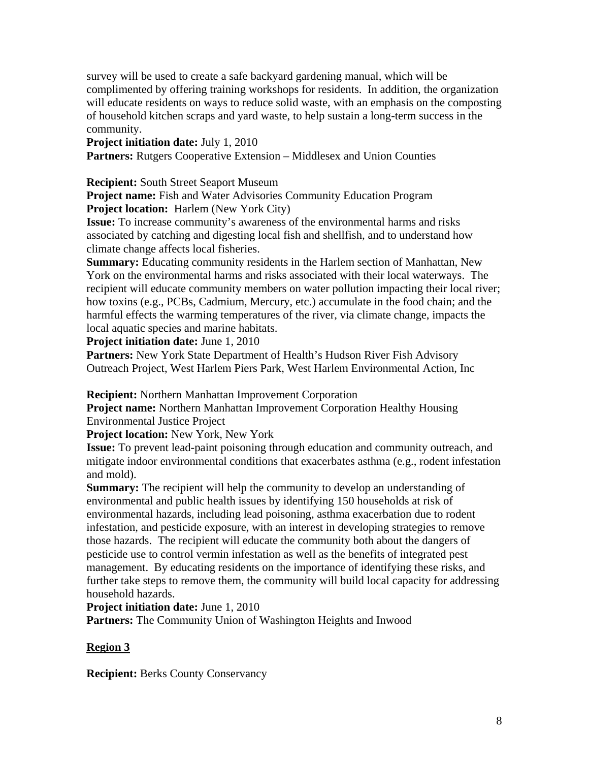survey will be used to create a safe backyard gardening manual, which will be complimented by offering training workshops for residents. In addition, the organization will educate residents on ways to reduce solid waste, with an emphasis on the composting of household kitchen scraps and yard waste, to help sustain a long-term success in the community.
**Project initiation date:** July 1, 2010
**Partners:** Rutgers Cooperative Extension – Middlesex and Union Counties

**Recipient:** South Street Seaport Museum
**Project name:** Fish and Water Advisories Community Education Program
**Project location:** Harlem (New York City)
**Issue:** To increase community's awareness of the environmental harms and risks associated by catching and digesting local fish and shellfish, and to understand how climate change affects local fisheries.
**Summary:** Educating community residents in the Harlem section of Manhattan, New York on the environmental harms and risks associated with their local waterways. The recipient will educate community members on water pollution impacting their local river; how toxins (e.g., PCBs, Cadmium, Mercury, etc.) accumulate in the food chain; and the harmful effects the warming temperatures of the river, via climate change, impacts the local aquatic species and marine habitats.
**Project initiation date:** June 1, 2010
**Partners:** New York State Department of Health's Hudson River Fish Advisory Outreach Project, West Harlem Piers Park, West Harlem Environmental Action, Inc

**Recipient:** Northern Manhattan Improvement Corporation
**Project name:** Northern Manhattan Improvement Corporation Healthy Housing Environmental Justice Project
**Project location:** New York, New York
**Issue:** To prevent lead-paint poisoning through education and community outreach, and mitigate indoor environmental conditions that exacerbates asthma (e.g., rodent infestation and mold).
**Summary:** The recipient will help the community to develop an understanding of environmental and public health issues by identifying 150 households at risk of environmental hazards, including lead poisoning, asthma exacerbation due to rodent infestation, and pesticide exposure, with an interest in developing strategies to remove those hazards. The recipient will educate the community both about the dangers of pesticide use to control vermin infestation as well as the benefits of integrated pest management. By educating residents on the importance of identifying these risks, and further take steps to remove them, the community will build local capacity for addressing household hazards.
**Project initiation date:** June 1, 2010
**Partners:** The Community Union of Washington Heights and Inwood

## Region 3

**Recipient:** Berks County Conservancy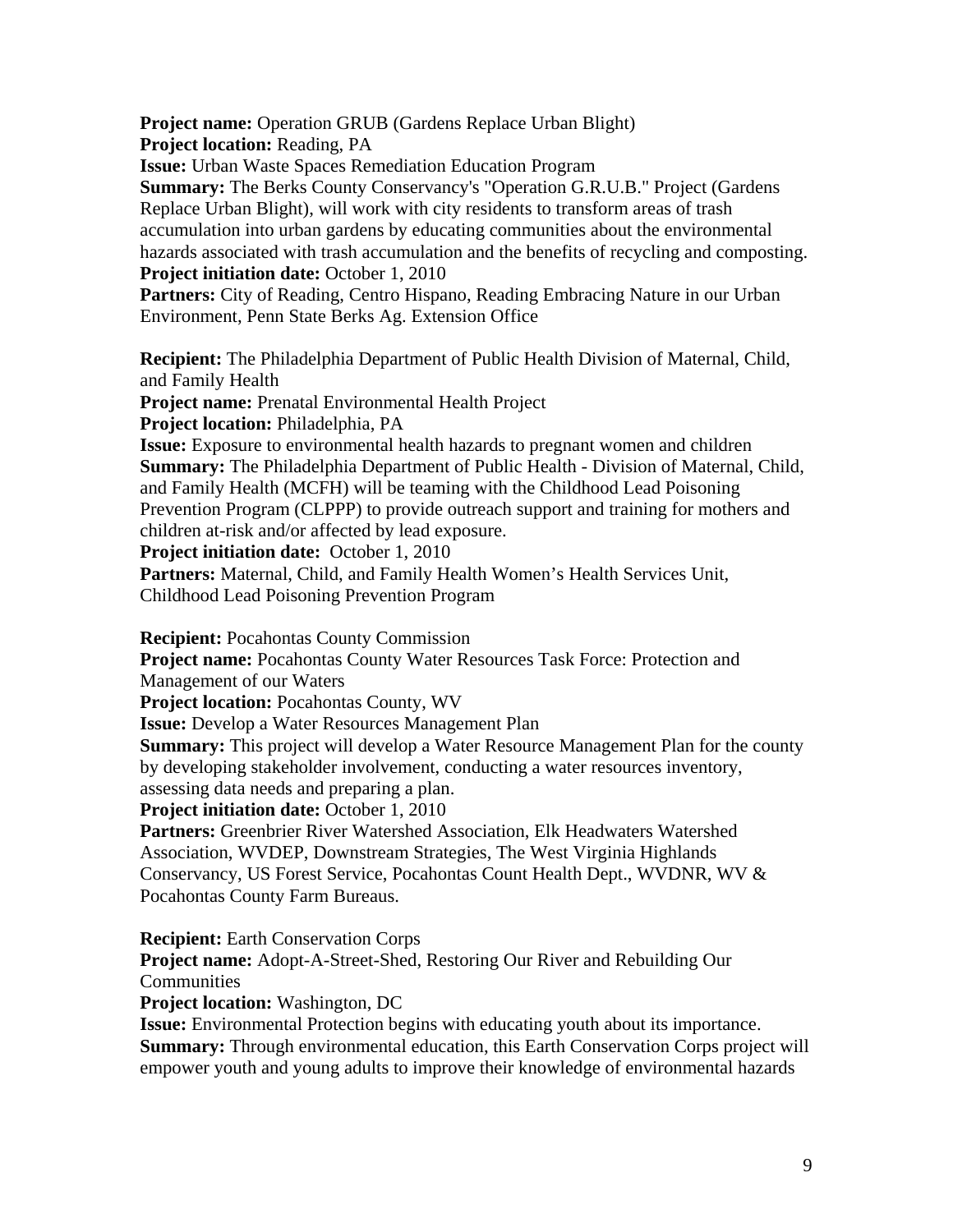**Project name:** Operation GRUB (Gardens Replace Urban Blight)
**Project location:** Reading, PA
**Issue:** Urban Waste Spaces Remediation Education Program
**Summary:** The Berks County Conservancy's "Operation G.R.U.B." Project (Gardens Replace Urban Blight), will work with city residents to transform areas of trash accumulation into urban gardens by educating communities about the environmental hazards associated with trash accumulation and the benefits of recycling and composting.
**Project initiation date:** October 1, 2010
**Partners:** City of Reading, Centro Hispano, Reading Embracing Nature in our Urban Environment, Penn State Berks Ag. Extension Office

**Recipient:** The Philadelphia Department of Public Health Division of Maternal, Child, and Family Health
**Project name:** Prenatal Environmental Health Project
**Project location:** Philadelphia, PA
**Issue:** Exposure to environmental health hazards to pregnant women and children
**Summary:** The Philadelphia Department of Public Health - Division of Maternal, Child, and Family Health (MCFH) will be teaming with the Childhood Lead Poisoning Prevention Program (CLPPP) to provide outreach support and training for mothers and children at-risk and/or affected by lead exposure.
**Project initiation date:** October 1, 2010
**Partners:** Maternal, Child, and Family Health Women's Health Services Unit, Childhood Lead Poisoning Prevention Program

**Recipient:** Pocahontas County Commission
**Project name:** Pocahontas County Water Resources Task Force: Protection and Management of our Waters
**Project location:** Pocahontas County, WV
**Issue:** Develop a Water Resources Management Plan
**Summary:** This project will develop a Water Resource Management Plan for the county by developing stakeholder involvement, conducting a water resources inventory, assessing data needs and preparing a plan.
**Project initiation date:** October 1, 2010
**Partners:** Greenbrier River Watershed Association, Elk Headwaters Watershed Association, WVDEP, Downstream Strategies, The West Virginia Highlands Conservancy, US Forest Service, Pocahontas Count Health Dept., WVDNR, WV & Pocahontas County Farm Bureaus.

**Recipient:** Earth Conservation Corps
**Project name:** Adopt-A-Street-Shed, Restoring Our River and Rebuilding Our Communities
**Project location:** Washington, DC
**Issue:** Environmental Protection begins with educating youth about its importance.
**Summary:** Through environmental education, this Earth Conservation Corps project will empower youth and young adults to improve their knowledge of environmental hazards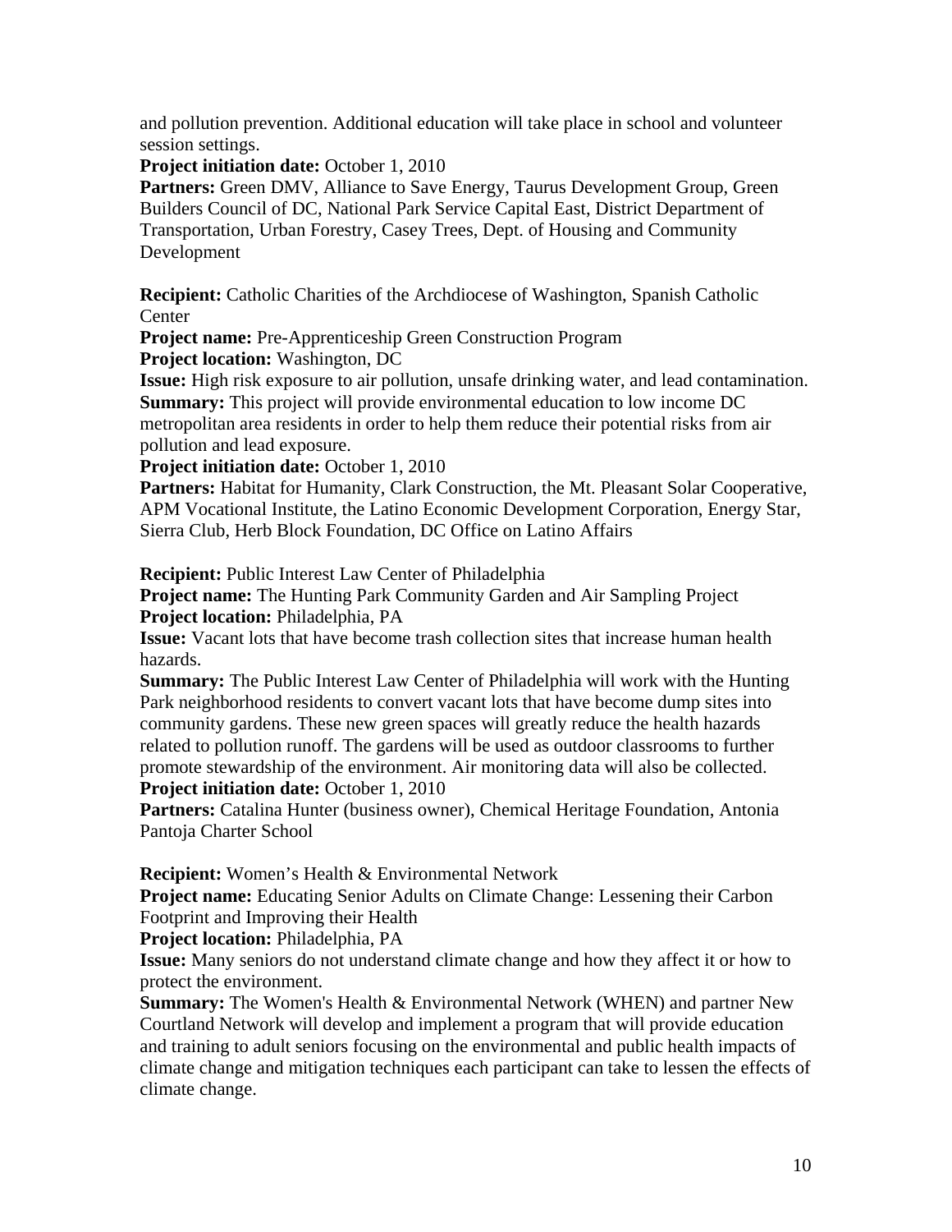and pollution prevention. Additional education will take place in school and volunteer session settings.

**Project initiation date:** October 1, 2010

**Partners:** Green DMV, Alliance to Save Energy, Taurus Development Group, Green Builders Council of DC, National Park Service Capital East, District Department of Transportation, Urban Forestry, Casey Trees, Dept. of Housing and Community Development

**Recipient:** Catholic Charities of the Archdiocese of Washington, Spanish Catholic Center

**Project name:** Pre-Apprenticeship Green Construction Program

**Project location:** Washington, DC

**Issue:** High risk exposure to air pollution, unsafe drinking water, and lead contamination.

**Summary:** This project will provide environmental education to low income DC metropolitan area residents in order to help them reduce their potential risks from air pollution and lead exposure.

**Project initiation date:** October 1, 2010

**Partners:** Habitat for Humanity, Clark Construction, the Mt. Pleasant Solar Cooperative, APM Vocational Institute, the Latino Economic Development Corporation, Energy Star, Sierra Club, Herb Block Foundation, DC Office on Latino Affairs

**Recipient:** Public Interest Law Center of Philadelphia

**Project name:** The Hunting Park Community Garden and Air Sampling Project

**Project location:** Philadelphia, PA

**Issue:** Vacant lots that have become trash collection sites that increase human health hazards.

**Summary:** The Public Interest Law Center of Philadelphia will work with the Hunting Park neighborhood residents to convert vacant lots that have become dump sites into community gardens. These new green spaces will greatly reduce the health hazards related to pollution runoff. The gardens will be used as outdoor classrooms to further promote stewardship of the environment. Air monitoring data will also be collected.

**Project initiation date:** October 1, 2010

**Partners:** Catalina Hunter (business owner), Chemical Heritage Foundation, Antonia Pantoja Charter School

**Recipient:** Women's Health & Environmental Network

**Project name:** Educating Senior Adults on Climate Change: Lessening their Carbon Footprint and Improving their Health

**Project location:** Philadelphia, PA

**Issue:** Many seniors do not understand climate change and how they affect it or how to protect the environment.

**Summary:** The Women's Health & Environmental Network (WHEN) and partner New Courtland Network will develop and implement a program that will provide education and training to adult seniors focusing on the environmental and public health impacts of climate change and mitigation techniques each participant can take to lessen the effects of climate change.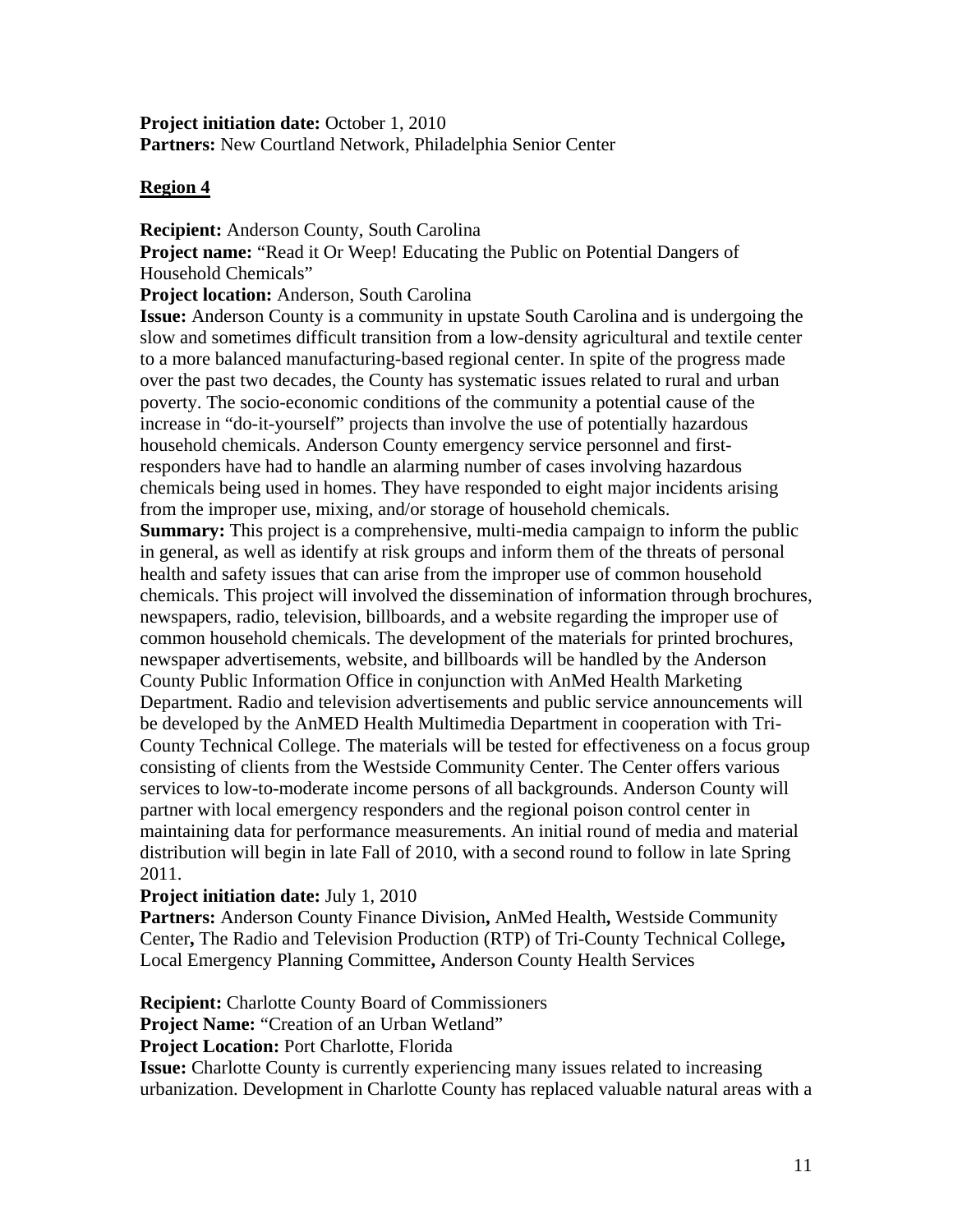**Project initiation date:** October 1, 2010
**Partners:** New Courtland Network, Philadelphia Senior Center

## Region 4

**Recipient:** Anderson County, South Carolina
**Project name:** "Read it Or Weep! Educating the Public on Potential Dangers of Household Chemicals"
**Project location:** Anderson, South Carolina
**Issue:** Anderson County is a community in upstate South Carolina and is undergoing the slow and sometimes difficult transition from a low-density agricultural and textile center to a more balanced manufacturing-based regional center. In spite of the progress made over the past two decades, the County has systematic issues related to rural and urban poverty. The socio-economic conditions of the community a potential cause of the increase in "do-it-yourself" projects than involve the use of potentially hazardous household chemicals. Anderson County emergency service personnel and first-responders have had to handle an alarming number of cases involving hazardous chemicals being used in homes. They have responded to eight major incidents arising from the improper use, mixing, and/or storage of household chemicals.
**Summary:** This project is a comprehensive, multi-media campaign to inform the public in general, as well as identify at risk groups and inform them of the threats of personal health and safety issues that can arise from the improper use of common household chemicals. This project will involved the dissemination of information through brochures, newspapers, radio, television, billboards, and a website regarding the improper use of common household chemicals. The development of the materials for printed brochures, newspaper advertisements, website, and billboards will be handled by the Anderson County Public Information Office in conjunction with AnMed Health Marketing Department. Radio and television advertisements and public service announcements will be developed by the AnMED Health Multimedia Department in cooperation with Tri-County Technical College. The materials will be tested for effectiveness on a focus group consisting of clients from the Westside Community Center. The Center offers various services to low-to-moderate income persons of all backgrounds. Anderson County will partner with local emergency responders and the regional poison control center in maintaining data for performance measurements. An initial round of media and material distribution will begin in late Fall of 2010, with a second round to follow in late Spring 2011.
**Project initiation date:** July 1, 2010
**Partners:** Anderson County Finance Division**,** AnMed Health**,** Westside Community Center**,** The Radio and Television Production (RTP) of Tri-County Technical College**,** Local Emergency Planning Committee**,** Anderson County Health Services

**Recipient:** Charlotte County Board of Commissioners
**Project Name:** "Creation of an Urban Wetland"
**Project Location:** Port Charlotte, Florida
**Issue:** Charlotte County is currently experiencing many issues related to increasing urbanization. Development in Charlotte County has replaced valuable natural areas with a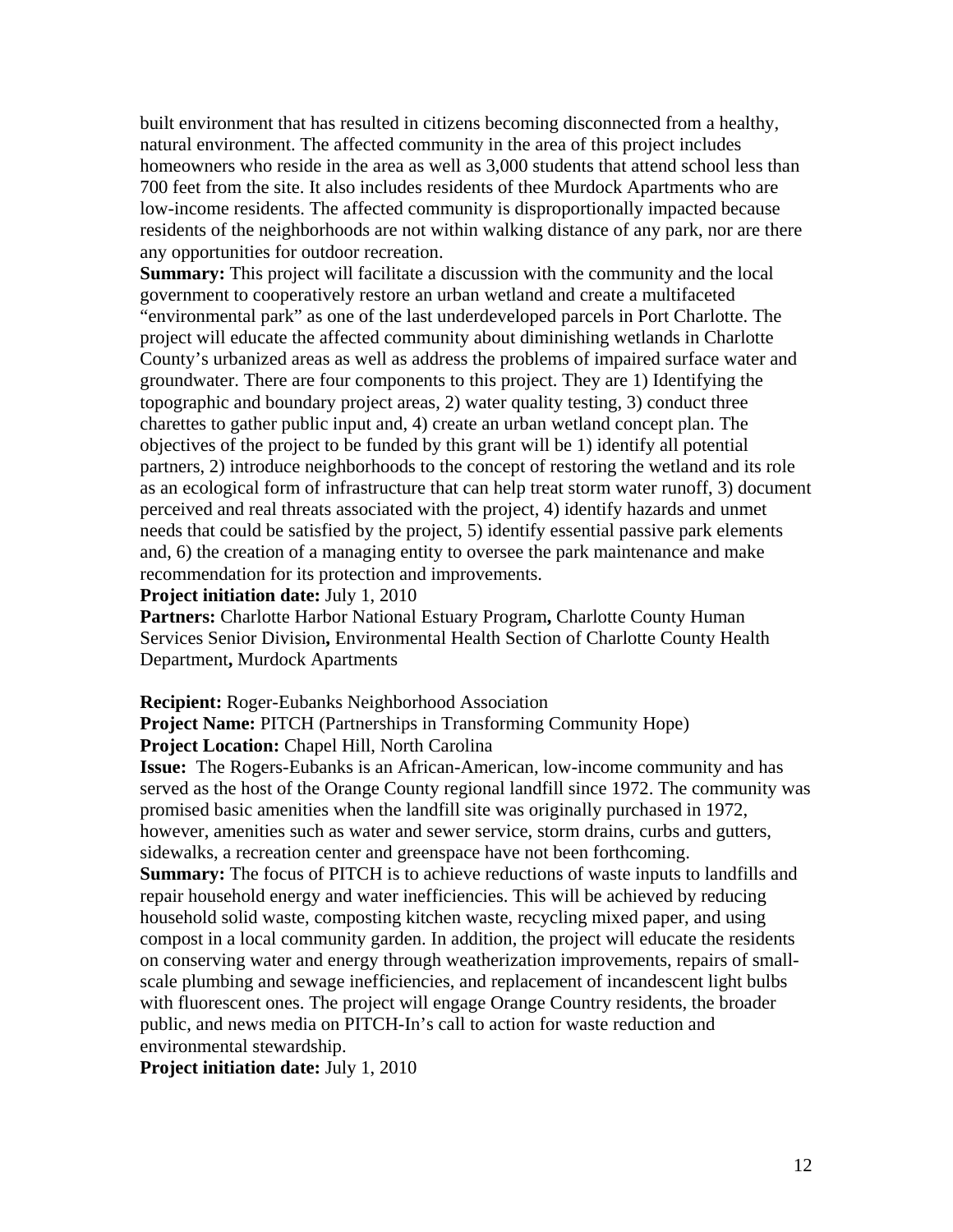built environment that has resulted in citizens becoming disconnected from a healthy, natural environment. The affected community in the area of this project includes homeowners who reside in the area as well as 3,000 students that attend school less than 700 feet from the site. It also includes residents of thee Murdock Apartments who are low-income residents. The affected community is disproportionally impacted because residents of the neighborhoods are not within walking distance of any park, nor are there any opportunities for outdoor recreation.

**Summary:** This project will facilitate a discussion with the community and the local government to cooperatively restore an urban wetland and create a multifaceted "environmental park" as one of the last underdeveloped parcels in Port Charlotte. The project will educate the affected community about diminishing wetlands in Charlotte County's urbanized areas as well as address the problems of impaired surface water and groundwater. There are four components to this project. They are 1) Identifying the topographic and boundary project areas, 2) water quality testing, 3) conduct three charettes to gather public input and, 4) create an urban wetland concept plan. The objectives of the project to be funded by this grant will be 1) identify all potential partners, 2) introduce neighborhoods to the concept of restoring the wetland and its role as an ecological form of infrastructure that can help treat storm water runoff, 3) document perceived and real threats associated with the project, 4) identify hazards and unmet needs that could be satisfied by the project, 5) identify essential passive park elements and, 6) the creation of a managing entity to oversee the park maintenance and make recommendation for its protection and improvements.

**Project initiation date:** July 1, 2010

**Partners:** Charlotte Harbor National Estuary Program**,** Charlotte County Human Services Senior Division**,** Environmental Health Section of Charlotte County Health Department**,** Murdock Apartments

**Recipient:** Roger-Eubanks Neighborhood Association

**Project Name:** PITCH (Partnerships in Transforming Community Hope)

**Project Location:** Chapel Hill, North Carolina

**Issue:** The Rogers-Eubanks is an African-American, low-income community and has served as the host of the Orange County regional landfill since 1972. The community was promised basic amenities when the landfill site was originally purchased in 1972, however, amenities such as water and sewer service, storm drains, curbs and gutters, sidewalks, a recreation center and greenspace have not been forthcoming.

**Summary:** The focus of PITCH is to achieve reductions of waste inputs to landfills and repair household energy and water inefficiencies. This will be achieved by reducing household solid waste, composting kitchen waste, recycling mixed paper, and using compost in a local community garden. In addition, the project will educate the residents on conserving water and energy through weatherization improvements, repairs of small-scale plumbing and sewage inefficiencies, and replacement of incandescent light bulbs with fluorescent ones. The project will engage Orange Country residents, the broader public, and news media on PITCH-In's call to action for waste reduction and environmental stewardship.

**Project initiation date:** July 1, 2010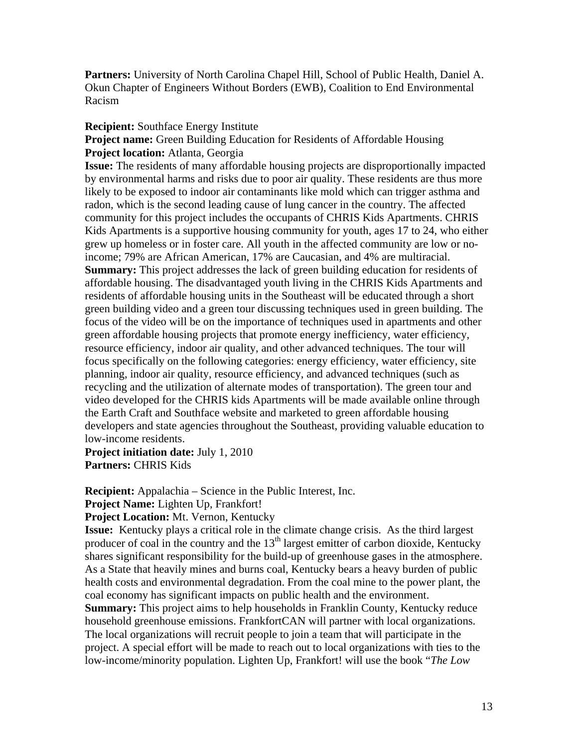**Partners:** University of North Carolina Chapel Hill, School of Public Health, Daniel A. Okun Chapter of Engineers Without Borders (EWB), Coalition to End Environmental Racism

**Recipient:** Southface Energy Institute
**Project name:** Green Building Education for Residents of Affordable Housing
**Project location:** Atlanta, Georgia
**Issue:** The residents of many affordable housing projects are disproportionally impacted by environmental harms and risks due to poor air quality. These residents are thus more likely to be exposed to indoor air contaminants like mold which can trigger asthma and radon, which is the second leading cause of lung cancer in the country. The affected community for this project includes the occupants of CHRIS Kids Apartments. CHRIS Kids Apartments is a supportive housing community for youth, ages 17 to 24, who either grew up homeless or in foster care. All youth in the affected community are low or no-income; 79% are African American, 17% are Caucasian, and 4% are multiracial.
**Summary:** This project addresses the lack of green building education for residents of affordable housing. The disadvantaged youth living in the CHRIS Kids Apartments and residents of affordable housing units in the Southeast will be educated through a short green building video and a green tour discussing techniques used in green building. The focus of the video will be on the importance of techniques used in apartments and other green affordable housing projects that promote energy inefficiency, water efficiency, resource efficiency, indoor air quality, and other advanced techniques. The tour will focus specifically on the following categories: energy efficiency, water efficiency, site planning, indoor air quality, resource efficiency, and advanced techniques (such as recycling and the utilization of alternate modes of transportation). The green tour and video developed for the CHRIS kids Apartments will be made available online through the Earth Craft and Southface website and marketed to green affordable housing developers and state agencies throughout the Southeast, providing valuable education to low-income residents.
**Project initiation date:** July 1, 2010
**Partners:** CHRIS Kids

**Recipient:** Appalachia – Science in the Public Interest, Inc.
**Project Name:** Lighten Up, Frankfort!
**Project Location:** Mt. Vernon, Kentucky
**Issue:** Kentucky plays a critical role in the climate change crisis. As the third largest producer of coal in the country and the 13th largest emitter of carbon dioxide, Kentucky shares significant responsibility for the build-up of greenhouse gases in the atmosphere. As a State that heavily mines and burns coal, Kentucky bears a heavy burden of public health costs and environmental degradation. From the coal mine to the power plant, the coal economy has significant impacts on public health and the environment.
**Summary:** This project aims to help households in Franklin County, Kentucky reduce household greenhouse emissions. FrankfortCAN will partner with local organizations. The local organizations will recruit people to join a team that will participate in the project. A special effort will be made to reach out to local organizations with ties to the low-income/minority population. Lighten Up, Frankfort! will use the book "*The Low*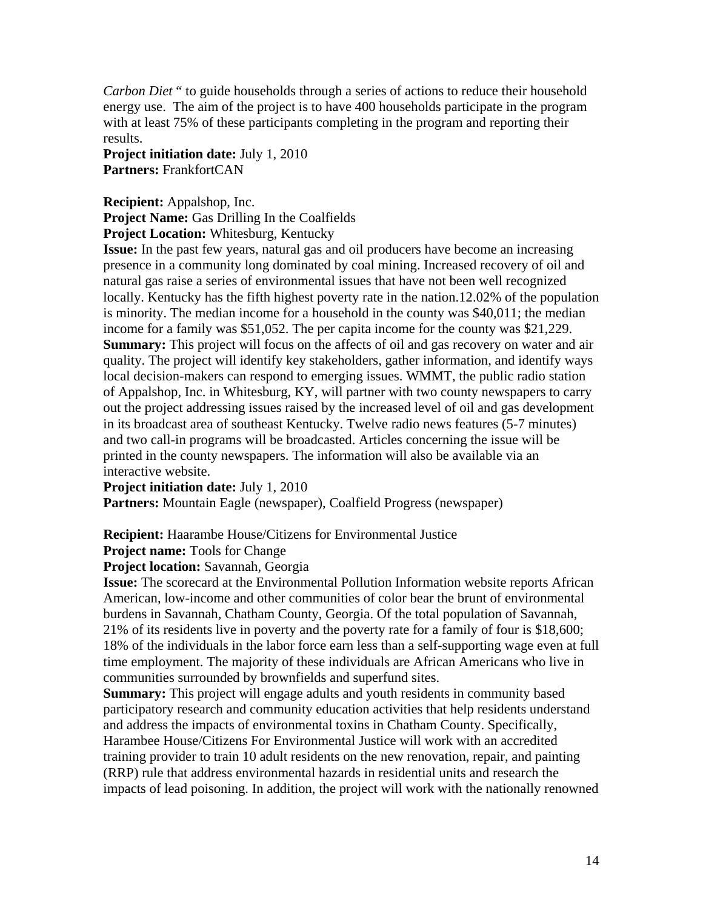*Carbon Diet* " to guide households through a series of actions to reduce their household energy use. The aim of the project is to have 400 households participate in the program with at least 75% of these participants completing in the program and reporting their results.
**Project initiation date:** July 1, 2010
**Partners:** FrankfortCAN

**Recipient:** Appalshop, Inc.
**Project Name:** Gas Drilling In the Coalfields
**Project Location:** Whitesburg, Kentucky
**Issue:** In the past few years, natural gas and oil producers have become an increasing presence in a community long dominated by coal mining. Increased recovery of oil and natural gas raise a series of environmental issues that have not been well recognized locally. Kentucky has the fifth highest poverty rate in the nation.12.02% of the population is minority. The median income for a household in the county was $40,011; the median income for a family was $51,052. The per capita income for the county was $21,229.
**Summary:** This project will focus on the affects of oil and gas recovery on water and air quality. The project will identify key stakeholders, gather information, and identify ways local decision-makers can respond to emerging issues. WMMT, the public radio station of Appalshop, Inc. in Whitesburg, KY, will partner with two county newspapers to carry out the project addressing issues raised by the increased level of oil and gas development in its broadcast area of southeast Kentucky. Twelve radio news features (5-7 minutes) and two call-in programs will be broadcasted. Articles concerning the issue will be printed in the county newspapers. The information will also be available via an interactive website.
**Project initiation date:** July 1, 2010
**Partners:** Mountain Eagle (newspaper), Coalfield Progress (newspaper)

**Recipient:** Haarambe House/Citizens for Environmental Justice
**Project name:** Tools for Change
**Project location:** Savannah, Georgia
**Issue:** The scorecard at the Environmental Pollution Information website reports African American, low-income and other communities of color bear the brunt of environmental burdens in Savannah, Chatham County, Georgia. Of the total population of Savannah, 21% of its residents live in poverty and the poverty rate for a family of four is $18,600; 18% of the individuals in the labor force earn less than a self-supporting wage even at full time employment. The majority of these individuals are African Americans who live in communities surrounded by brownfields and superfund sites.
**Summary:** This project will engage adults and youth residents in community based participatory research and community education activities that help residents understand and address the impacts of environmental toxins in Chatham County. Specifically, Harambee House/Citizens For Environmental Justice will work with an accredited training provider to train 10 adult residents on the new renovation, repair, and painting (RRP) rule that address environmental hazards in residential units and research the impacts of lead poisoning. In addition, the project will work with the nationally renowned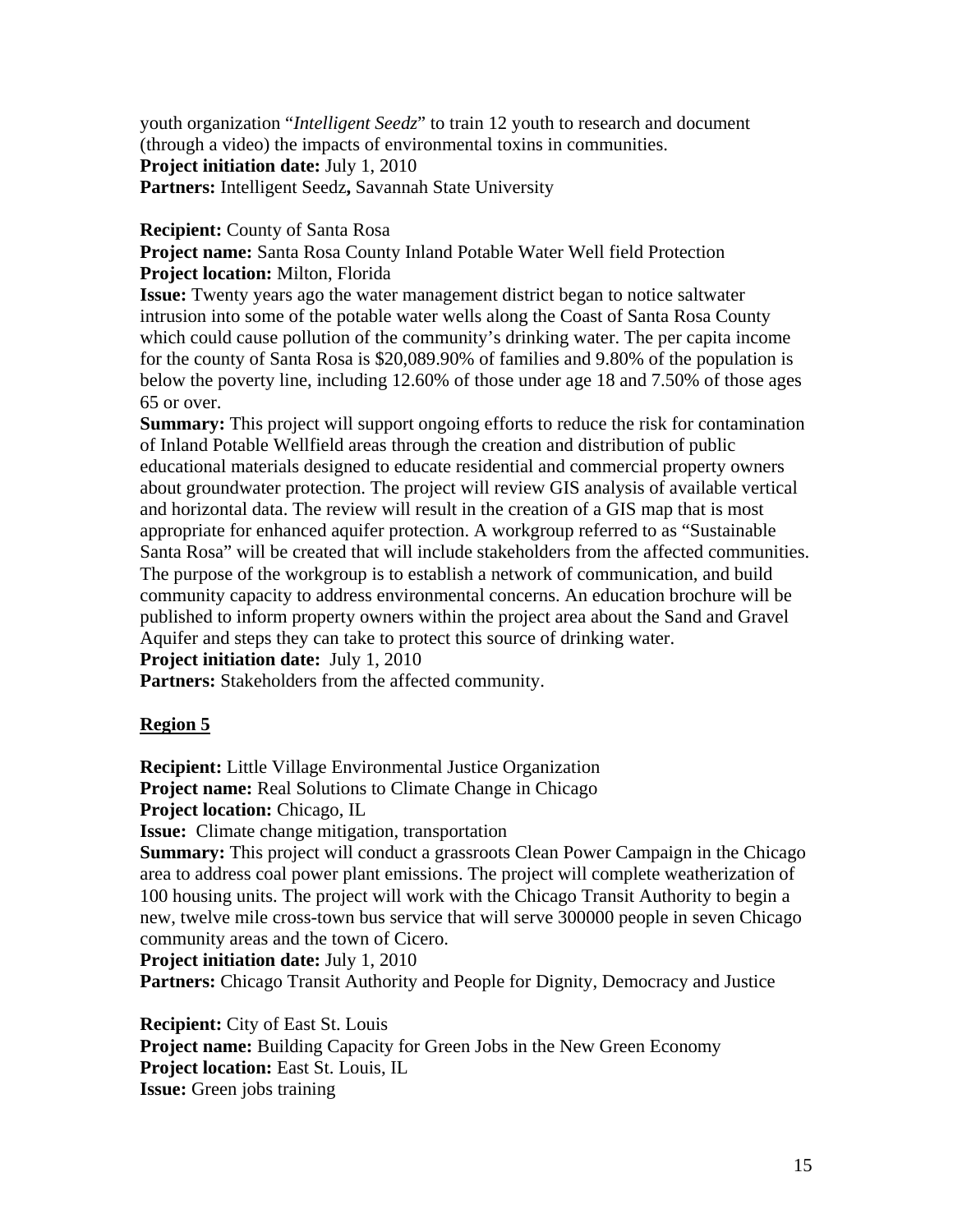youth organization "*Intelligent Seedz*" to train 12 youth to research and document (through a video) the impacts of environmental toxins in communities.
**Project initiation date:** July 1, 2010
**Partners:** Intelligent Seedz**,** Savannah State University

**Recipient:** County of Santa Rosa
**Project name:** Santa Rosa County Inland Potable Water Well field Protection
**Project location:** Milton, Florida
**Issue:** Twenty years ago the water management district began to notice saltwater intrusion into some of the potable water wells along the Coast of Santa Rosa County which could cause pollution of the community's drinking water. The per capita income for the county of Santa Rosa is $20,089.90% of families and 9.80% of the population is below the poverty line, including 12.60% of those under age 18 and 7.50% of those ages 65 or over.
**Summary:** This project will support ongoing efforts to reduce the risk for contamination of Inland Potable Wellfield areas through the creation and distribution of public educational materials designed to educate residential and commercial property owners about groundwater protection. The project will review GIS analysis of available vertical and horizontal data. The review will result in the creation of a GIS map that is most appropriate for enhanced aquifer protection. A workgroup referred to as "Sustainable Santa Rosa" will be created that will include stakeholders from the affected communities. The purpose of the workgroup is to establish a network of communication, and build community capacity to address environmental concerns. An education brochure will be published to inform property owners within the project area about the Sand and Gravel Aquifer and steps they can take to protect this source of drinking water.
**Project initiation date:** July 1, 2010
**Partners:** Stakeholders from the affected community.

## Region 5

**Recipient:** Little Village Environmental Justice Organization
**Project name:** Real Solutions to Climate Change in Chicago
**Project location:** Chicago, IL
**Issue:** Climate change mitigation, transportation
**Summary:** This project will conduct a grassroots Clean Power Campaign in the Chicago area to address coal power plant emissions. The project will complete weatherization of 100 housing units. The project will work with the Chicago Transit Authority to begin a new, twelve mile cross-town bus service that will serve 300000 people in seven Chicago community areas and the town of Cicero.
**Project initiation date:** July 1, 2010
**Partners:** Chicago Transit Authority and People for Dignity, Democracy and Justice

**Recipient:** City of East St. Louis
**Project name:** Building Capacity for Green Jobs in the New Green Economy
**Project location:** East St. Louis, IL
**Issue:** Green jobs training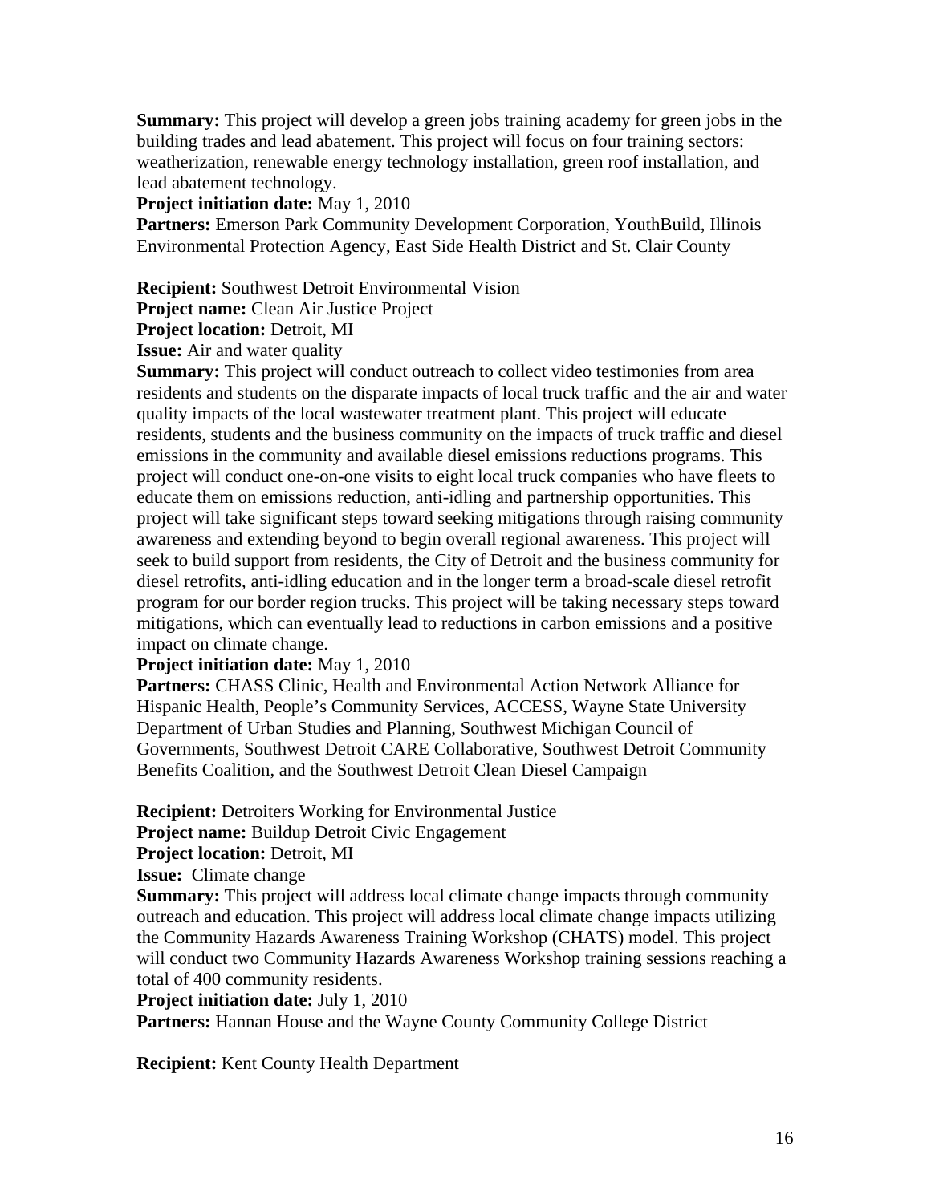**Summary:** This project will develop a green jobs training academy for green jobs in the building trades and lead abatement. This project will focus on four training sectors: weatherization, renewable energy technology installation, green roof installation, and lead abatement technology.

**Project initiation date:** May 1, 2010

**Partners:** Emerson Park Community Development Corporation, YouthBuild, Illinois Environmental Protection Agency, East Side Health District and St. Clair County

**Recipient:** Southwest Detroit Environmental Vision

**Project name:** Clean Air Justice Project

**Project location:** Detroit, MI

**Issue:** Air and water quality

**Summary:** This project will conduct outreach to collect video testimonies from area residents and students on the disparate impacts of local truck traffic and the air and water quality impacts of the local wastewater treatment plant. This project will educate residents, students and the business community on the impacts of truck traffic and diesel emissions in the community and available diesel emissions reductions programs. This project will conduct one-on-one visits to eight local truck companies who have fleets to educate them on emissions reduction, anti-idling and partnership opportunities. This project will take significant steps toward seeking mitigations through raising community awareness and extending beyond to begin overall regional awareness. This project will seek to build support from residents, the City of Detroit and the business community for diesel retrofits, anti-idling education and in the longer term a broad-scale diesel retrofit program for our border region trucks. This project will be taking necessary steps toward mitigations, which can eventually lead to reductions in carbon emissions and a positive impact on climate change.

**Project initiation date:** May 1, 2010

**Partners:** CHASS Clinic, Health and Environmental Action Network Alliance for Hispanic Health, People's Community Services, ACCESS, Wayne State University Department of Urban Studies and Planning, Southwest Michigan Council of Governments, Southwest Detroit CARE Collaborative, Southwest Detroit Community Benefits Coalition, and the Southwest Detroit Clean Diesel Campaign

**Recipient:** Detroiters Working for Environmental Justice

**Project name:** Buildup Detroit Civic Engagement

**Project location:** Detroit, MI

**Issue:** Climate change

**Summary:** This project will address local climate change impacts through community outreach and education. This project will address local climate change impacts utilizing the Community Hazards Awareness Training Workshop (CHATS) model. This project will conduct two Community Hazards Awareness Workshop training sessions reaching a total of 400 community residents.

**Project initiation date:** July 1, 2010

**Partners:** Hannan House and the Wayne County Community College District

**Recipient:** Kent County Health Department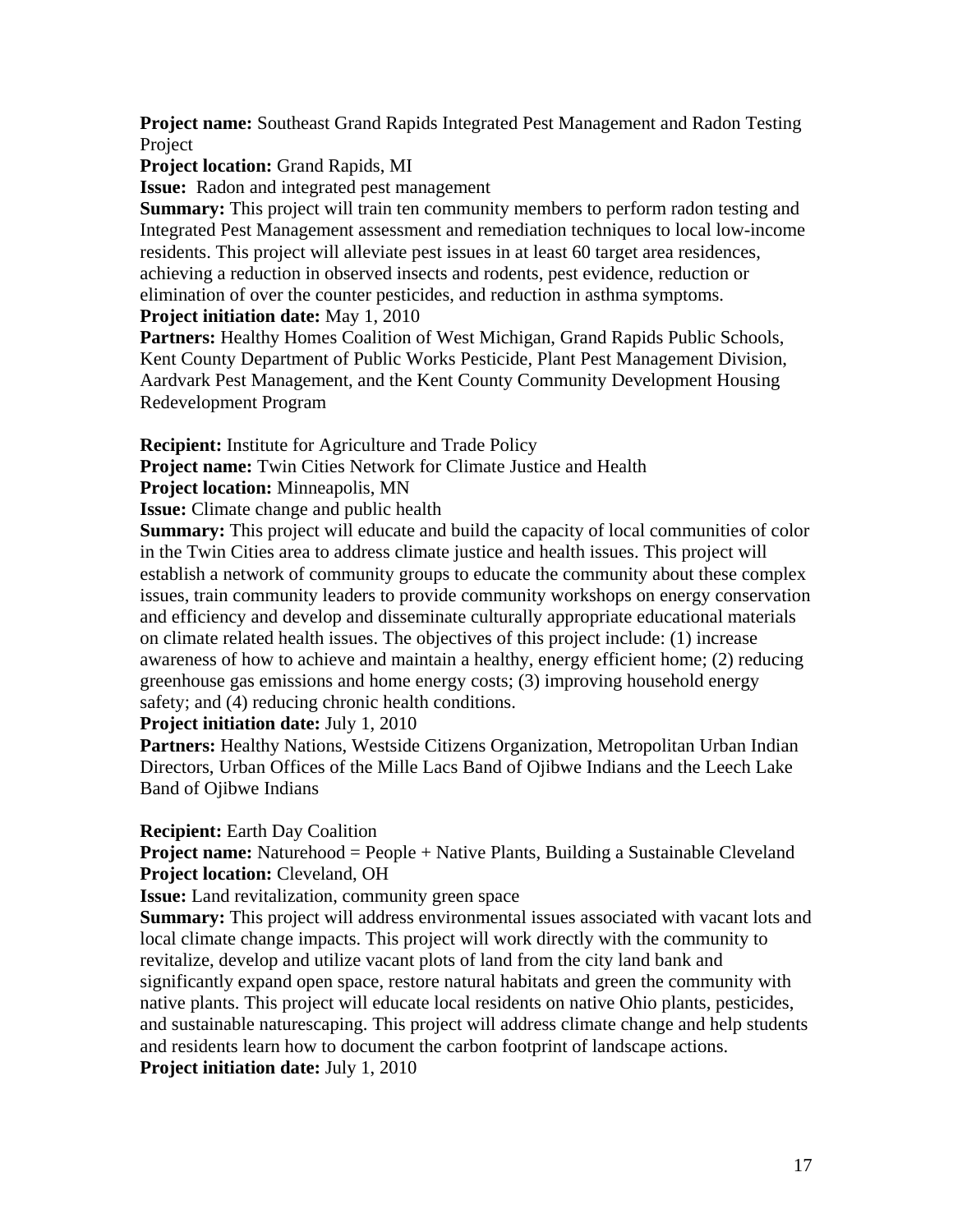**Project name:** Southeast Grand Rapids Integrated Pest Management and Radon Testing Project

**Project location:** Grand Rapids, MI

**Issue:** Radon and integrated pest management

**Summary:** This project will train ten community members to perform radon testing and Integrated Pest Management assessment and remediation techniques to local low-income residents. This project will alleviate pest issues in at least 60 target area residences, achieving a reduction in observed insects and rodents, pest evidence, reduction or elimination of over the counter pesticides, and reduction in asthma symptoms.

**Project initiation date:** May 1, 2010

**Partners:** Healthy Homes Coalition of West Michigan, Grand Rapids Public Schools, Kent County Department of Public Works Pesticide, Plant Pest Management Division, Aardvark Pest Management, and the Kent County Community Development Housing Redevelopment Program

**Recipient:** Institute for Agriculture and Trade Policy

**Project name:** Twin Cities Network for Climate Justice and Health

**Project location:** Minneapolis, MN

**Issue:** Climate change and public health

**Summary:** This project will educate and build the capacity of local communities of color in the Twin Cities area to address climate justice and health issues. This project will establish a network of community groups to educate the community about these complex issues, train community leaders to provide community workshops on energy conservation and efficiency and develop and disseminate culturally appropriate educational materials on climate related health issues. The objectives of this project include: (1) increase awareness of how to achieve and maintain a healthy, energy efficient home; (2) reducing greenhouse gas emissions and home energy costs; (3) improving household energy safety; and (4) reducing chronic health conditions.

**Project initiation date:** July 1, 2010

**Partners:** Healthy Nations, Westside Citizens Organization, Metropolitan Urban Indian Directors, Urban Offices of the Mille Lacs Band of Ojibwe Indians and the Leech Lake Band of Ojibwe Indians

**Recipient:** Earth Day Coalition

**Project name:** Naturehood = People + Native Plants, Building a Sustainable Cleveland

**Project location:** Cleveland, OH

**Issue:** Land revitalization, community green space

**Summary:** This project will address environmental issues associated with vacant lots and local climate change impacts. This project will work directly with the community to revitalize, develop and utilize vacant plots of land from the city land bank and significantly expand open space, restore natural habitats and green the community with native plants. This project will educate local residents on native Ohio plants, pesticides, and sustainable naturescaping. This project will address climate change and help students and residents learn how to document the carbon footprint of landscape actions.

**Project initiation date:** July 1, 2010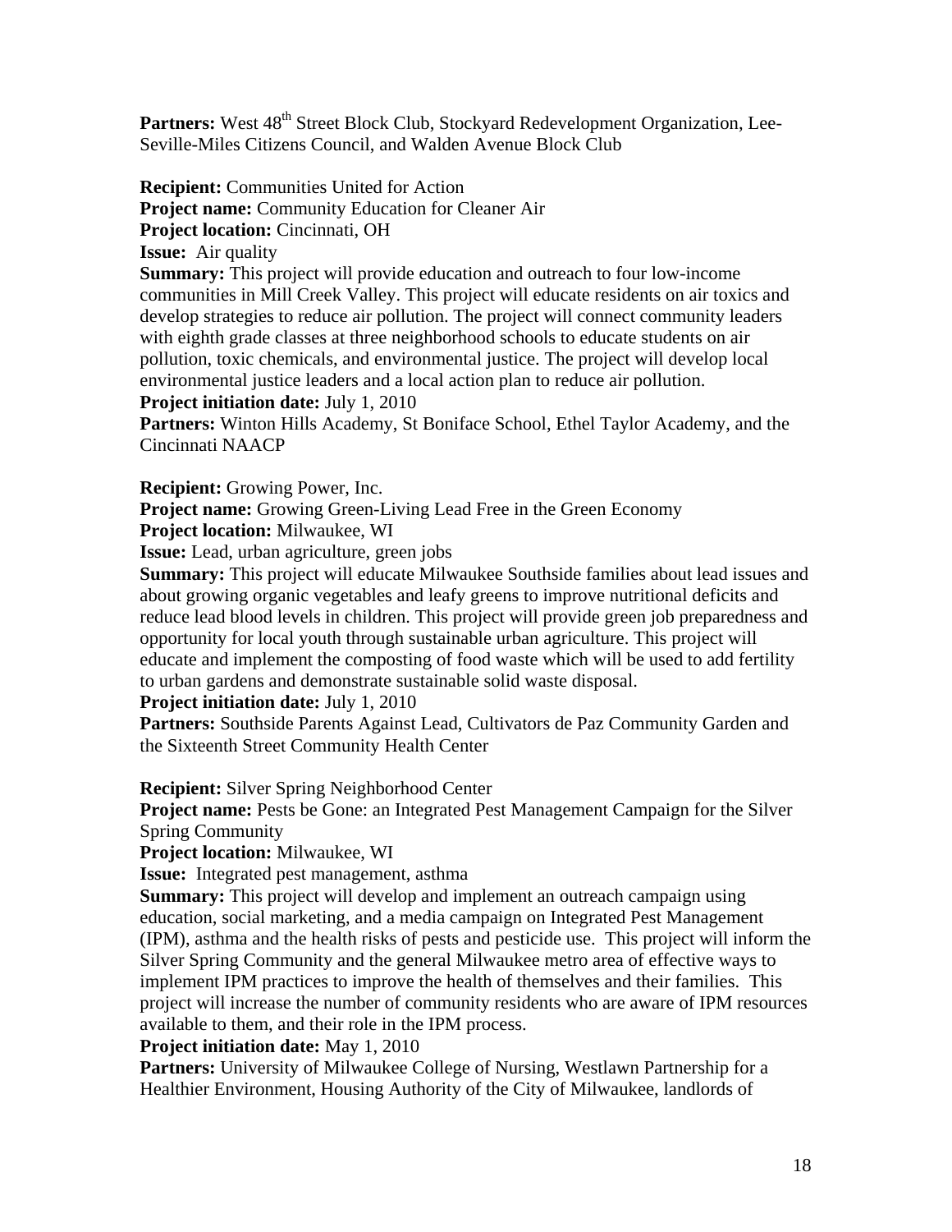**Partners:** West 48th Street Block Club, Stockyard Redevelopment Organization, Lee-Seville-Miles Citizens Council, and Walden Avenue Block Club

**Recipient:** Communities United for Action
**Project name:** Community Education for Cleaner Air
**Project location:** Cincinnati, OH
**Issue:** Air quality
**Summary:** This project will provide education and outreach to four low-income communities in Mill Creek Valley. This project will educate residents on air toxics and develop strategies to reduce air pollution. The project will connect community leaders with eighth grade classes at three neighborhood schools to educate students on air pollution, toxic chemicals, and environmental justice. The project will develop local environmental justice leaders and a local action plan to reduce air pollution.
**Project initiation date:** July 1, 2010
**Partners:** Winton Hills Academy, St Boniface School, Ethel Taylor Academy, and the Cincinnati NAACP

**Recipient:** Growing Power, Inc.
**Project name:** Growing Green-Living Lead Free in the Green Economy
**Project location:** Milwaukee, WI
**Issue:** Lead, urban agriculture, green jobs
**Summary:** This project will educate Milwaukee Southside families about lead issues and about growing organic vegetables and leafy greens to improve nutritional deficits and reduce lead blood levels in children. This project will provide green job preparedness and opportunity for local youth through sustainable urban agriculture. This project will educate and implement the composting of food waste which will be used to add fertility to urban gardens and demonstrate sustainable solid waste disposal.
**Project initiation date:** July 1, 2010
**Partners:** Southside Parents Against Lead, Cultivators de Paz Community Garden and the Sixteenth Street Community Health Center

**Recipient:** Silver Spring Neighborhood Center
**Project name:** Pests be Gone: an Integrated Pest Management Campaign for the Silver Spring Community
**Project location:** Milwaukee, WI
**Issue:** Integrated pest management, asthma
**Summary:** This project will develop and implement an outreach campaign using education, social marketing, and a media campaign on Integrated Pest Management (IPM), asthma and the health risks of pests and pesticide use. This project will inform the Silver Spring Community and the general Milwaukee metro area of effective ways to implement IPM practices to improve the health of themselves and their families. This project will increase the number of community residents who are aware of IPM resources available to them, and their role in the IPM process.
**Project initiation date:** May 1, 2010
**Partners:** University of Milwaukee College of Nursing, Westlawn Partnership for a Healthier Environment, Housing Authority of the City of Milwaukee, landlords of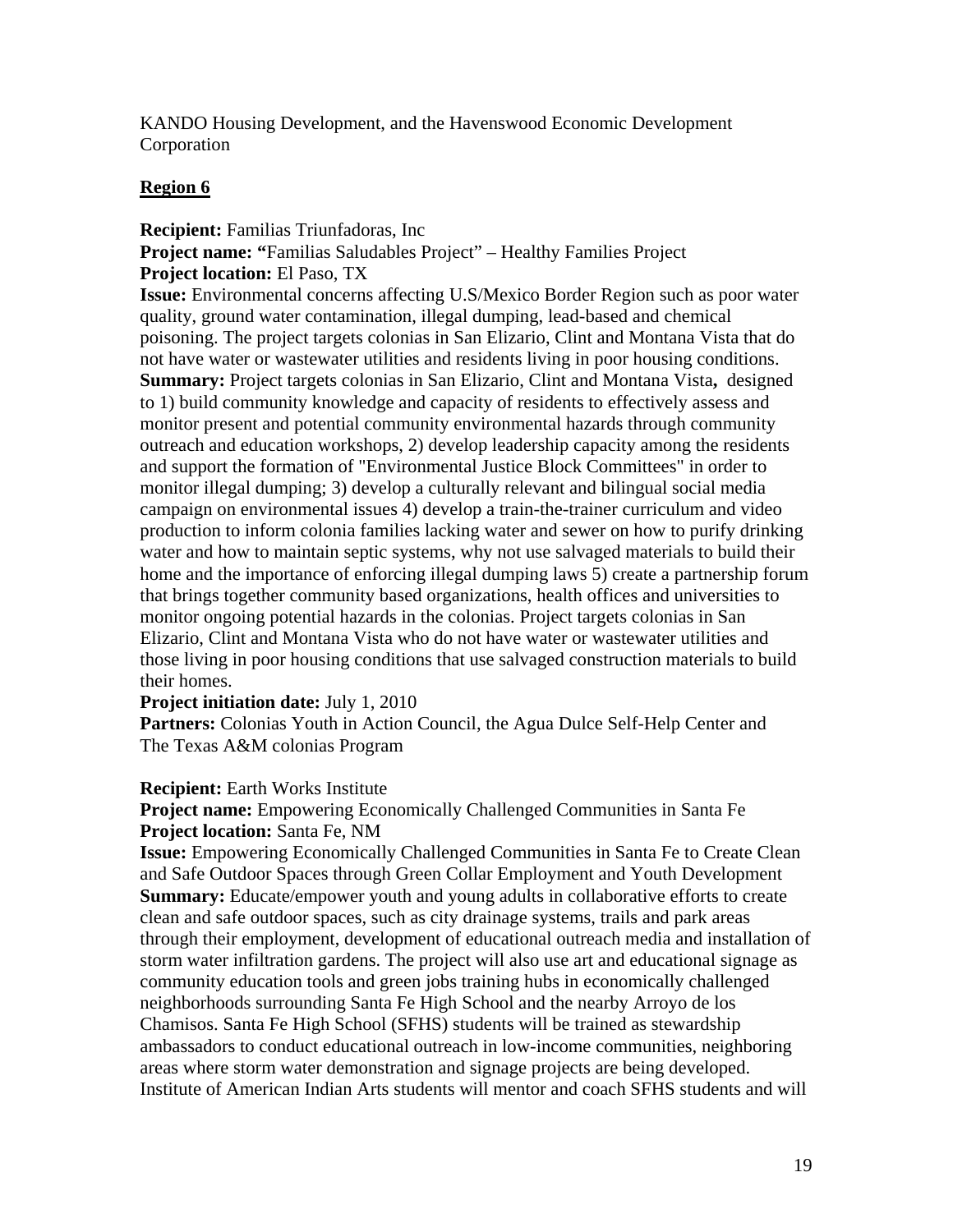KANDO Housing Development, and the Havenswood Economic Development Corporation

## Region 6

**Recipient:** Familias Triunfadoras, Inc
**Project name: "**Familias Saludables Project" – Healthy Families Project
**Project location:** El Paso, TX
**Issue:** Environmental concerns affecting U.S/Mexico Border Region such as poor water quality, ground water contamination, illegal dumping, lead-based and chemical poisoning. The project targets colonias in San Elizario, Clint and Montana Vista that do not have water or wastewater utilities and residents living in poor housing conditions.
**Summary:** Project targets colonias in San Elizario, Clint and Montana Vista**,** designed to 1) build community knowledge and capacity of residents to effectively assess and monitor present and potential community environmental hazards through community outreach and education workshops, 2) develop leadership capacity among the residents and support the formation of "Environmental Justice Block Committees" in order to monitor illegal dumping; 3) develop a culturally relevant and bilingual social media campaign on environmental issues 4) develop a train-the-trainer curriculum and video production to inform colonia families lacking water and sewer on how to purify drinking water and how to maintain septic systems, why not use salvaged materials to build their home and the importance of enforcing illegal dumping laws 5) create a partnership forum that brings together community based organizations, health offices and universities to monitor ongoing potential hazards in the colonias. Project targets colonias in San Elizario, Clint and Montana Vista who do not have water or wastewater utilities and those living in poor housing conditions that use salvaged construction materials to build their homes.
**Project initiation date:** July 1, 2010
**Partners:** Colonias Youth in Action Council, the Agua Dulce Self-Help Center and The Texas A&M colonias Program

**Recipient:** Earth Works Institute
**Project name:** Empowering Economically Challenged Communities in Santa Fe
**Project location:** Santa Fe, NM
**Issue:** Empowering Economically Challenged Communities in Santa Fe to Create Clean and Safe Outdoor Spaces through Green Collar Employment and Youth Development
**Summary:** Educate/empower youth and young adults in collaborative efforts to create clean and safe outdoor spaces, such as city drainage systems, trails and park areas through their employment, development of educational outreach media and installation of storm water infiltration gardens. The project will also use art and educational signage as community education tools and green jobs training hubs in economically challenged neighborhoods surrounding Santa Fe High School and the nearby Arroyo de los Chamisos. Santa Fe High School (SFHS) students will be trained as stewardship ambassadors to conduct educational outreach in low-income communities, neighboring areas where storm water demonstration and signage projects are being developed. Institute of American Indian Arts students will mentor and coach SFHS students and will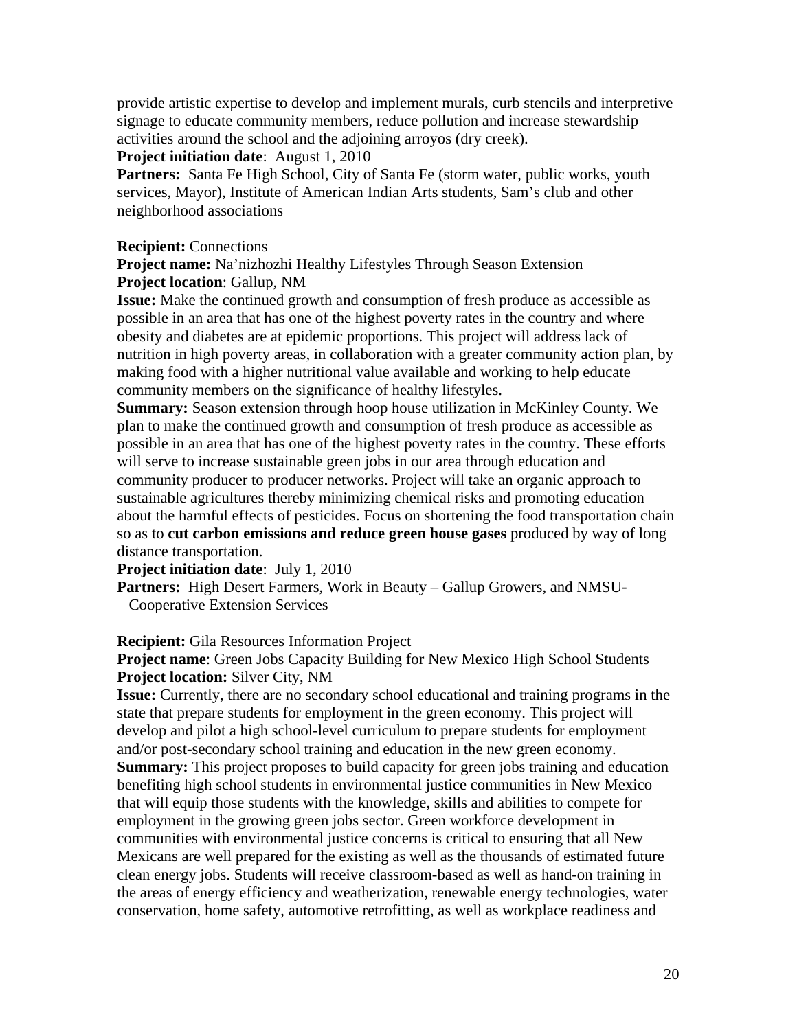provide artistic expertise to develop and implement murals, curb stencils and interpretive signage to educate community members, reduce pollution and increase stewardship activities around the school and the adjoining arroyos (dry creek).

**Project initiation date**: August 1, 2010

**Partners:** Santa Fe High School, City of Santa Fe (storm water, public works, youth services, Mayor), Institute of American Indian Arts students, Sam's club and other neighborhood associations

**Recipient:** Connections

**Project name:** Na'nizhozhi Healthy Lifestyles Through Season Extension

**Project location**: Gallup, NM

**Issue:** Make the continued growth and consumption of fresh produce as accessible as possible in an area that has one of the highest poverty rates in the country and where obesity and diabetes are at epidemic proportions. This project will address lack of nutrition in high poverty areas, in collaboration with a greater community action plan, by making food with a higher nutritional value available and working to help educate community members on the significance of healthy lifestyles.

**Summary:** Season extension through hoop house utilization in McKinley County. We plan to make the continued growth and consumption of fresh produce as accessible as possible in an area that has one of the highest poverty rates in the country. These efforts will serve to increase sustainable green jobs in our area through education and community producer to producer networks. Project will take an organic approach to sustainable agricultures thereby minimizing chemical risks and promoting education about the harmful effects of pesticides. Focus on shortening the food transportation chain so as to **cut carbon emissions and reduce green house gases** produced by way of long distance transportation.

**Project initiation date**: July 1, 2010

**Partners:** High Desert Farmers, Work in Beauty – Gallup Growers, and NMSU-Cooperative Extension Services

**Recipient:** Gila Resources Information Project

**Project name**: Green Jobs Capacity Building for New Mexico High School Students

**Project location:** Silver City, NM

**Issue:** Currently, there are no secondary school educational and training programs in the state that prepare students for employment in the green economy. This project will develop and pilot a high school-level curriculum to prepare students for employment and/or post-secondary school training and education in the new green economy.

**Summary:** This project proposes to build capacity for green jobs training and education benefiting high school students in environmental justice communities in New Mexico that will equip those students with the knowledge, skills and abilities to compete for employment in the growing green jobs sector. Green workforce development in communities with environmental justice concerns is critical to ensuring that all New Mexicans are well prepared for the existing as well as the thousands of estimated future clean energy jobs. Students will receive classroom-based as well as hand-on training in the areas of energy efficiency and weatherization, renewable energy technologies, water conservation, home safety, automotive retrofitting, as well as workplace readiness and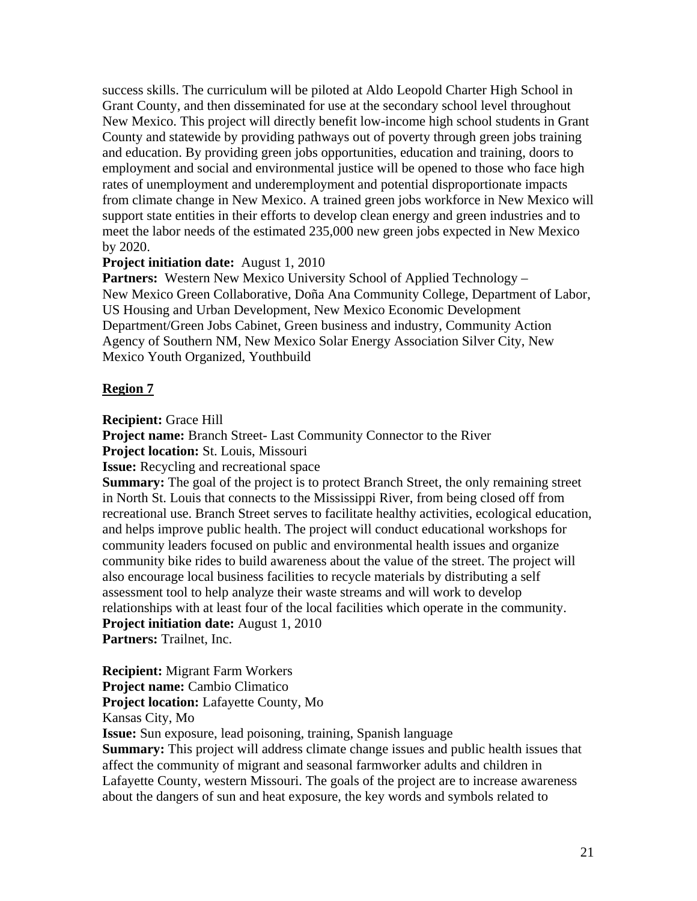success skills. The curriculum will be piloted at Aldo Leopold Charter High School in Grant County, and then disseminated for use at the secondary school level throughout New Mexico. This project will directly benefit low-income high school students in Grant County and statewide by providing pathways out of poverty through green jobs training and education. By providing green jobs opportunities, education and training, doors to employment and social and environmental justice will be opened to those who face high rates of unemployment and underemployment and potential disproportionate impacts from climate change in New Mexico. A trained green jobs workforce in New Mexico will support state entities in their efforts to develop clean energy and green industries and to meet the labor needs of the estimated 235,000 new green jobs expected in New Mexico by 2020.

**Project initiation date:** August 1, 2010

**Partners:** Western New Mexico University School of Applied Technology – New Mexico Green Collaborative, Doña Ana Community College, Department of Labor, US Housing and Urban Development, New Mexico Economic Development Department/Green Jobs Cabinet, Green business and industry, Community Action Agency of Southern NM, New Mexico Solar Energy Association Silver City, New Mexico Youth Organized, Youthbuild

## Region 7

**Recipient:** Grace Hill

**Project name:** Branch Street- Last Community Connector to the River

**Project location:** St. Louis, Missouri

**Issue:** Recycling and recreational space

**Summary:** The goal of the project is to protect Branch Street, the only remaining street in North St. Louis that connects to the Mississippi River, from being closed off from recreational use. Branch Street serves to facilitate healthy activities, ecological education, and helps improve public health. The project will conduct educational workshops for community leaders focused on public and environmental health issues and organize community bike rides to build awareness about the value of the street. The project will also encourage local business facilities to recycle materials by distributing a self assessment tool to help analyze their waste streams and will work to develop relationships with at least four of the local facilities which operate in the community.

**Project initiation date:** August 1, 2010

**Partners:** Trailnet, Inc.

**Recipient:** Migrant Farm Workers

**Project name:** Cambio Climatico

**Project location:** Lafayette County, Mo
Kansas City, Mo

**Issue:** Sun exposure, lead poisoning, training, Spanish language

**Summary:** This project will address climate change issues and public health issues that affect the community of migrant and seasonal farmworker adults and children in Lafayette County, western Missouri. The goals of the project are to increase awareness about the dangers of sun and heat exposure, the key words and symbols related to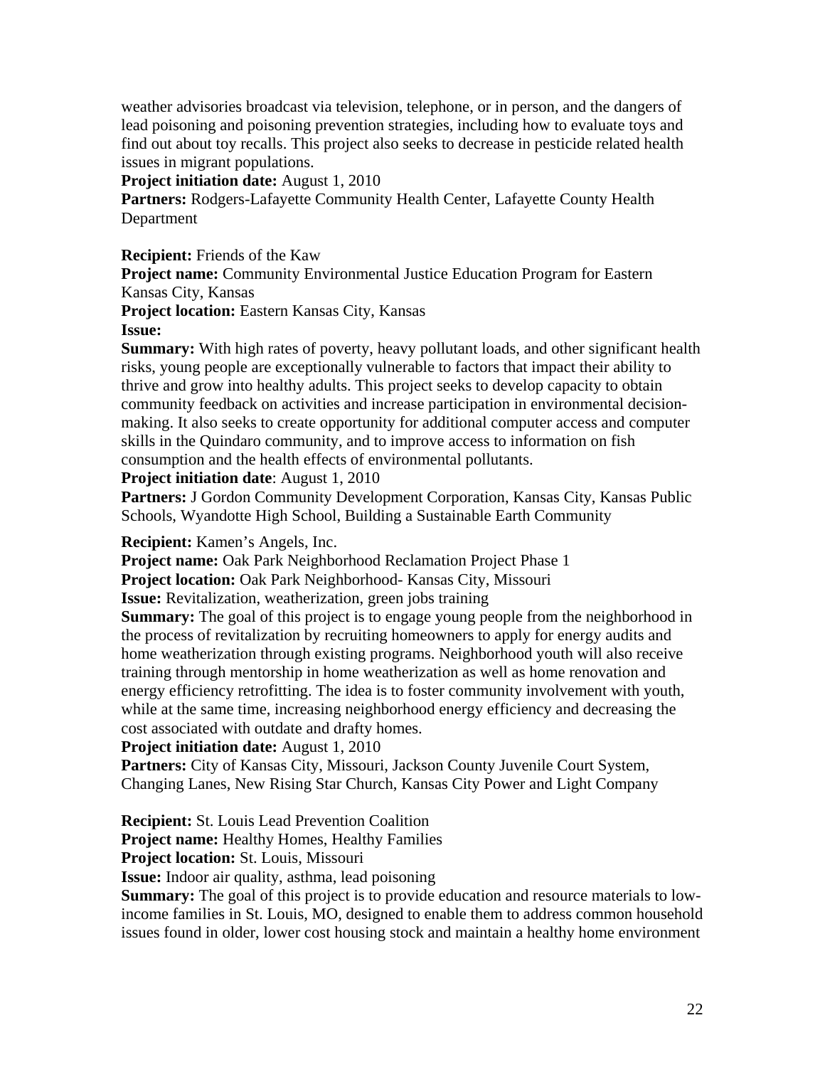weather advisories broadcast via television, telephone, or in person, and the dangers of lead poisoning and poisoning prevention strategies, including how to evaluate toys and find out about toy recalls. This project also seeks to decrease in pesticide related health issues in migrant populations.

**Project initiation date:** August 1, 2010

**Partners:** Rodgers-Lafayette Community Health Center, Lafayette County Health Department

**Recipient:** Friends of the Kaw

**Project name:** Community Environmental Justice Education Program for Eastern Kansas City, Kansas

**Project location:** Eastern Kansas City, Kansas

**Issue:**

**Summary:** With high rates of poverty, heavy pollutant loads, and other significant health risks, young people are exceptionally vulnerable to factors that impact their ability to thrive and grow into healthy adults. This project seeks to develop capacity to obtain community feedback on activities and increase participation in environmental decision-making. It also seeks to create opportunity for additional computer access and computer skills in the Quindaro community, and to improve access to information on fish consumption and the health effects of environmental pollutants.

**Project initiation date**: August 1, 2010

**Partners:** J Gordon Community Development Corporation, Kansas City, Kansas Public Schools, Wyandotte High School, Building a Sustainable Earth Community

**Recipient:** Kamen's Angels, Inc.

**Project name:** Oak Park Neighborhood Reclamation Project Phase 1

**Project location:** Oak Park Neighborhood- Kansas City, Missouri

**Issue:** Revitalization, weatherization, green jobs training

**Summary:** The goal of this project is to engage young people from the neighborhood in the process of revitalization by recruiting homeowners to apply for energy audits and home weatherization through existing programs. Neighborhood youth will also receive training through mentorship in home weatherization as well as home renovation and energy efficiency retrofitting. The idea is to foster community involvement with youth, while at the same time, increasing neighborhood energy efficiency and decreasing the cost associated with outdate and drafty homes.

**Project initiation date:** August 1, 2010

**Partners:** City of Kansas City, Missouri, Jackson County Juvenile Court System, Changing Lanes, New Rising Star Church, Kansas City Power and Light Company

**Recipient:** St. Louis Lead Prevention Coalition

**Project name:** Healthy Homes, Healthy Families

**Project location:** St. Louis, Missouri

**Issue:** Indoor air quality, asthma, lead poisoning

**Summary:** The goal of this project is to provide education and resource materials to low-income families in St. Louis, MO, designed to enable them to address common household issues found in older, lower cost housing stock and maintain a healthy home environment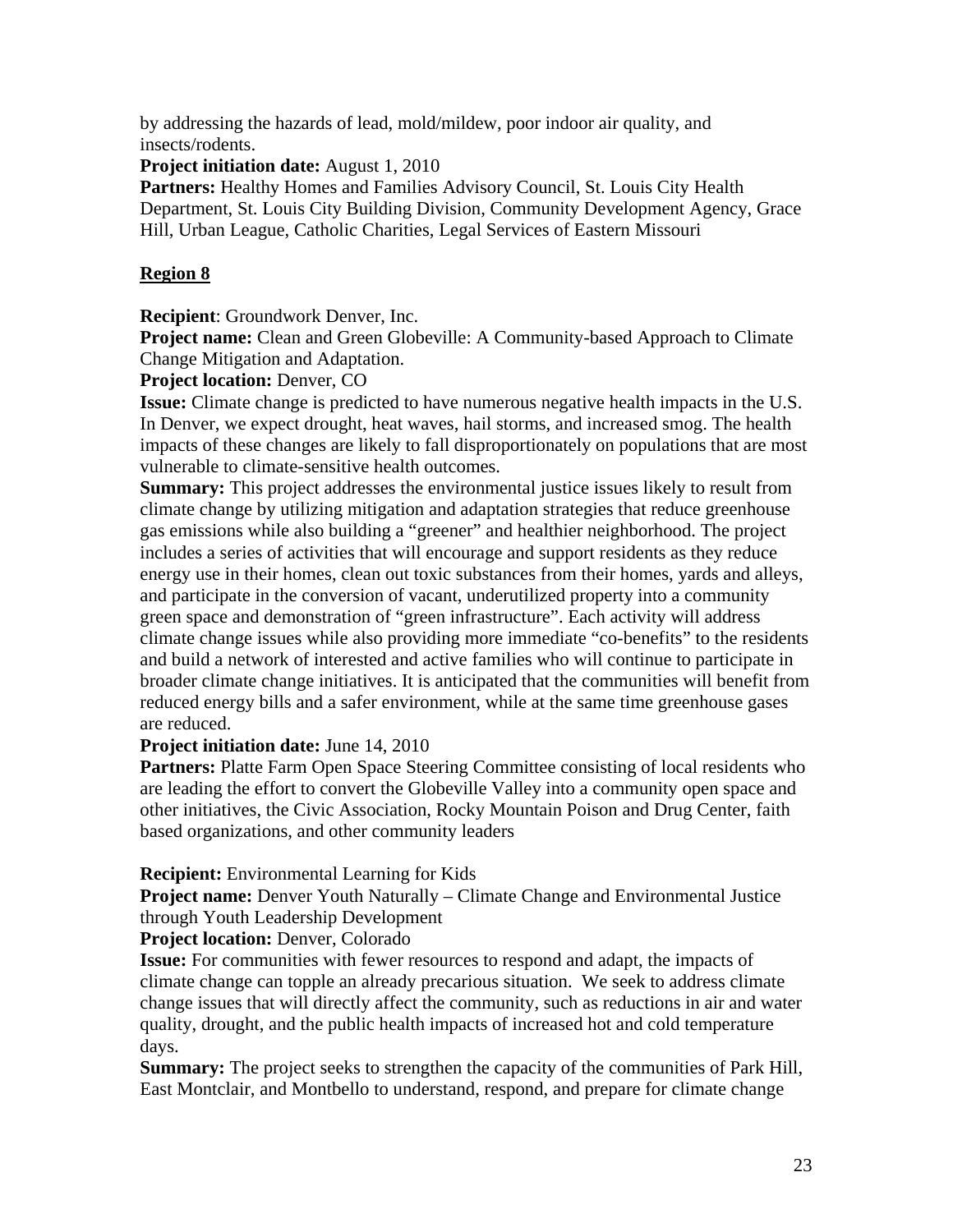by addressing the hazards of lead, mold/mildew, poor indoor air quality, and insects/rodents.

**Project initiation date:** August 1, 2010

**Partners:** Healthy Homes and Families Advisory Council, St. Louis City Health Department, St. Louis City Building Division, Community Development Agency, Grace Hill, Urban League, Catholic Charities, Legal Services of Eastern Missouri

## Region 8

**Recipient**: Groundwork Denver, Inc.

**Project name:** Clean and Green Globeville: A Community-based Approach to Climate Change Mitigation and Adaptation.

**Project location:** Denver, CO

**Issue:** Climate change is predicted to have numerous negative health impacts in the U.S. In Denver, we expect drought, heat waves, hail storms, and increased smog. The health impacts of these changes are likely to fall disproportionately on populations that are most vulnerable to climate-sensitive health outcomes.

**Summary:** This project addresses the environmental justice issues likely to result from climate change by utilizing mitigation and adaptation strategies that reduce greenhouse gas emissions while also building a "greener" and healthier neighborhood. The project includes a series of activities that will encourage and support residents as they reduce energy use in their homes, clean out toxic substances from their homes, yards and alleys, and participate in the conversion of vacant, underutilized property into a community green space and demonstration of "green infrastructure". Each activity will address climate change issues while also providing more immediate "co-benefits" to the residents and build a network of interested and active families who will continue to participate in broader climate change initiatives. It is anticipated that the communities will benefit from reduced energy bills and a safer environment, while at the same time greenhouse gases are reduced.

**Project initiation date:** June 14, 2010

**Partners:** Platte Farm Open Space Steering Committee consisting of local residents who are leading the effort to convert the Globeville Valley into a community open space and other initiatives, the Civic Association, Rocky Mountain Poison and Drug Center, faith based organizations, and other community leaders

**Recipient:** Environmental Learning for Kids

**Project name:** Denver Youth Naturally – Climate Change and Environmental Justice through Youth Leadership Development

**Project location:** Denver, Colorado

**Issue:** For communities with fewer resources to respond and adapt, the impacts of climate change can topple an already precarious situation. We seek to address climate change issues that will directly affect the community, such as reductions in air and water quality, drought, and the public health impacts of increased hot and cold temperature days.

**Summary:** The project seeks to strengthen the capacity of the communities of Park Hill, East Montclair, and Montbello to understand, respond, and prepare for climate change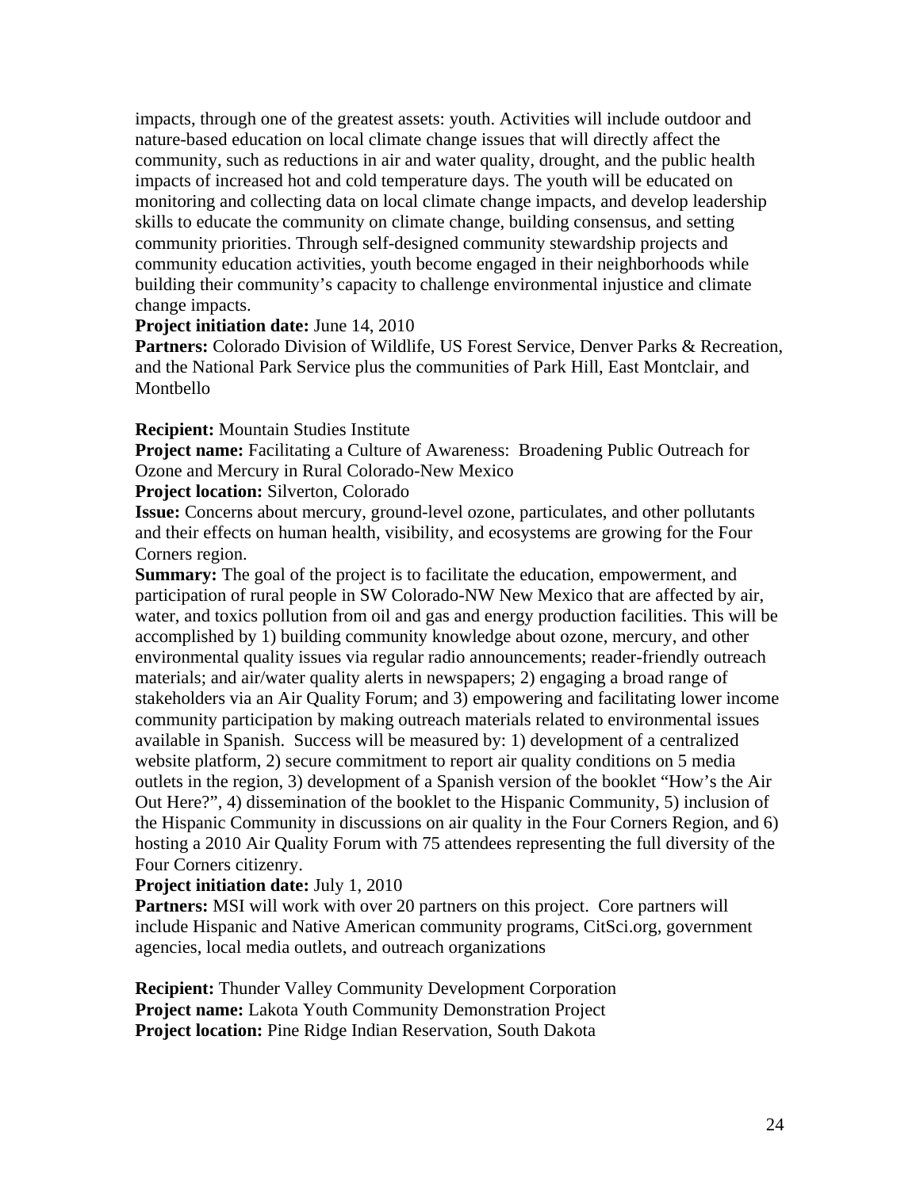impacts, through one of the greatest assets: youth. Activities will include outdoor and nature-based education on local climate change issues that will directly affect the community, such as reductions in air and water quality, drought, and the public health impacts of increased hot and cold temperature days. The youth will be educated on monitoring and collecting data on local climate change impacts, and develop leadership skills to educate the community on climate change, building consensus, and setting community priorities. Through self-designed community stewardship projects and community education activities, youth become engaged in their neighborhoods while building their community's capacity to challenge environmental injustice and climate change impacts.

**Project initiation date:** June 14, 2010

**Partners:** Colorado Division of Wildlife, US Forest Service, Denver Parks & Recreation, and the National Park Service plus the communities of Park Hill, East Montclair, and Montbello

**Recipient:** Mountain Studies Institute

**Project name:** Facilitating a Culture of Awareness: Broadening Public Outreach for Ozone and Mercury in Rural Colorado-New Mexico

**Project location:** Silverton, Colorado

**Issue:** Concerns about mercury, ground-level ozone, particulates, and other pollutants and their effects on human health, visibility, and ecosystems are growing for the Four Corners region.

**Summary:** The goal of the project is to facilitate the education, empowerment, and participation of rural people in SW Colorado-NW New Mexico that are affected by air, water, and toxics pollution from oil and gas and energy production facilities. This will be accomplished by 1) building community knowledge about ozone, mercury, and other environmental quality issues via regular radio announcements; reader-friendly outreach materials; and air/water quality alerts in newspapers; 2) engaging a broad range of stakeholders via an Air Quality Forum; and 3) empowering and facilitating lower income community participation by making outreach materials related to environmental issues available in Spanish. Success will be measured by: 1) development of a centralized website platform, 2) secure commitment to report air quality conditions on 5 media outlets in the region, 3) development of a Spanish version of the booklet "How's the Air Out Here?", 4) dissemination of the booklet to the Hispanic Community, 5) inclusion of the Hispanic Community in discussions on air quality in the Four Corners Region, and 6) hosting a 2010 Air Quality Forum with 75 attendees representing the full diversity of the Four Corners citizenry.

**Project initiation date:** July 1, 2010

**Partners:** MSI will work with over 20 partners on this project. Core partners will include Hispanic and Native American community programs, CitSci.org, government agencies, local media outlets, and outreach organizations

**Recipient:** Thunder Valley Community Development Corporation

**Project name:** Lakota Youth Community Demonstration Project

**Project location:** Pine Ridge Indian Reservation, South Dakota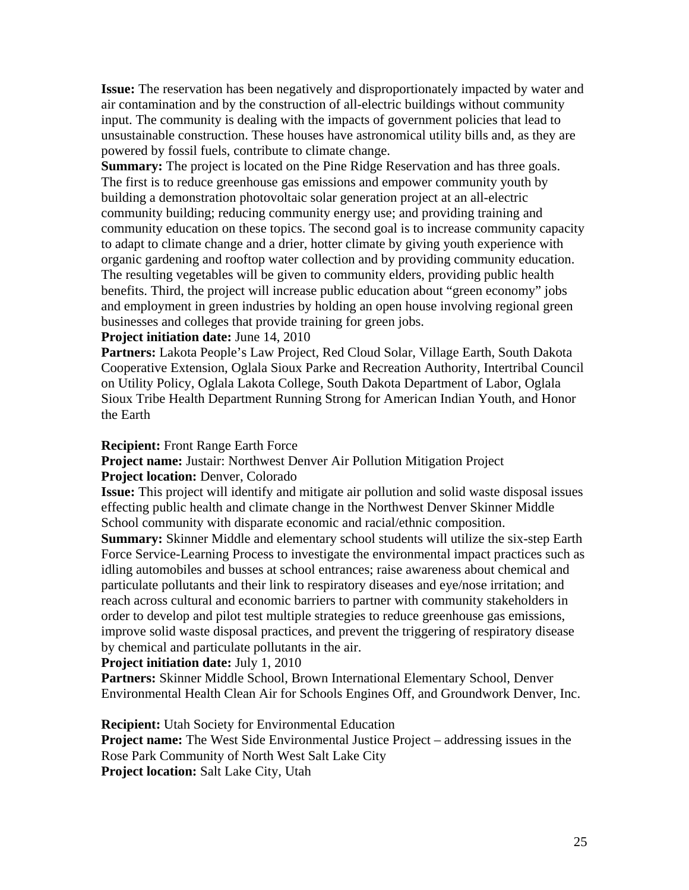**Issue:** The reservation has been negatively and disproportionately impacted by water and air contamination and by the construction of all-electric buildings without community input. The community is dealing with the impacts of government policies that lead to unsustainable construction. These houses have astronomical utility bills and, as they are powered by fossil fuels, contribute to climate change.

**Summary:** The project is located on the Pine Ridge Reservation and has three goals. The first is to reduce greenhouse gas emissions and empower community youth by building a demonstration photovoltaic solar generation project at an all-electric community building; reducing community energy use; and providing training and community education on these topics. The second goal is to increase community capacity to adapt to climate change and a drier, hotter climate by giving youth experience with organic gardening and rooftop water collection and by providing community education. The resulting vegetables will be given to community elders, providing public health benefits. Third, the project will increase public education about "green economy" jobs and employment in green industries by holding an open house involving regional green businesses and colleges that provide training for green jobs.

**Project initiation date:** June 14, 2010

**Partners:** Lakota People's Law Project, Red Cloud Solar, Village Earth, South Dakota Cooperative Extension, Oglala Sioux Parke and Recreation Authority, Intertribal Council on Utility Policy, Oglala Lakota College, South Dakota Department of Labor, Oglala Sioux Tribe Health Department Running Strong for American Indian Youth, and Honor the Earth

**Recipient:** Front Range Earth Force

**Project name:** Justair: Northwest Denver Air Pollution Mitigation Project

**Project location:** Denver, Colorado

**Issue:** This project will identify and mitigate air pollution and solid waste disposal issues effecting public health and climate change in the Northwest Denver Skinner Middle School community with disparate economic and racial/ethnic composition.

**Summary:** Skinner Middle and elementary school students will utilize the six-step Earth Force Service-Learning Process to investigate the environmental impact practices such as idling automobiles and busses at school entrances; raise awareness about chemical and particulate pollutants and their link to respiratory diseases and eye/nose irritation; and reach across cultural and economic barriers to partner with community stakeholders in order to develop and pilot test multiple strategies to reduce greenhouse gas emissions, improve solid waste disposal practices, and prevent the triggering of respiratory disease by chemical and particulate pollutants in the air.

**Project initiation date:** July 1, 2010

**Partners:** Skinner Middle School, Brown International Elementary School, Denver Environmental Health Clean Air for Schools Engines Off, and Groundwork Denver, Inc.

**Recipient:** Utah Society for Environmental Education

**Project name:** The West Side Environmental Justice Project – addressing issues in the Rose Park Community of North West Salt Lake City

**Project location:** Salt Lake City, Utah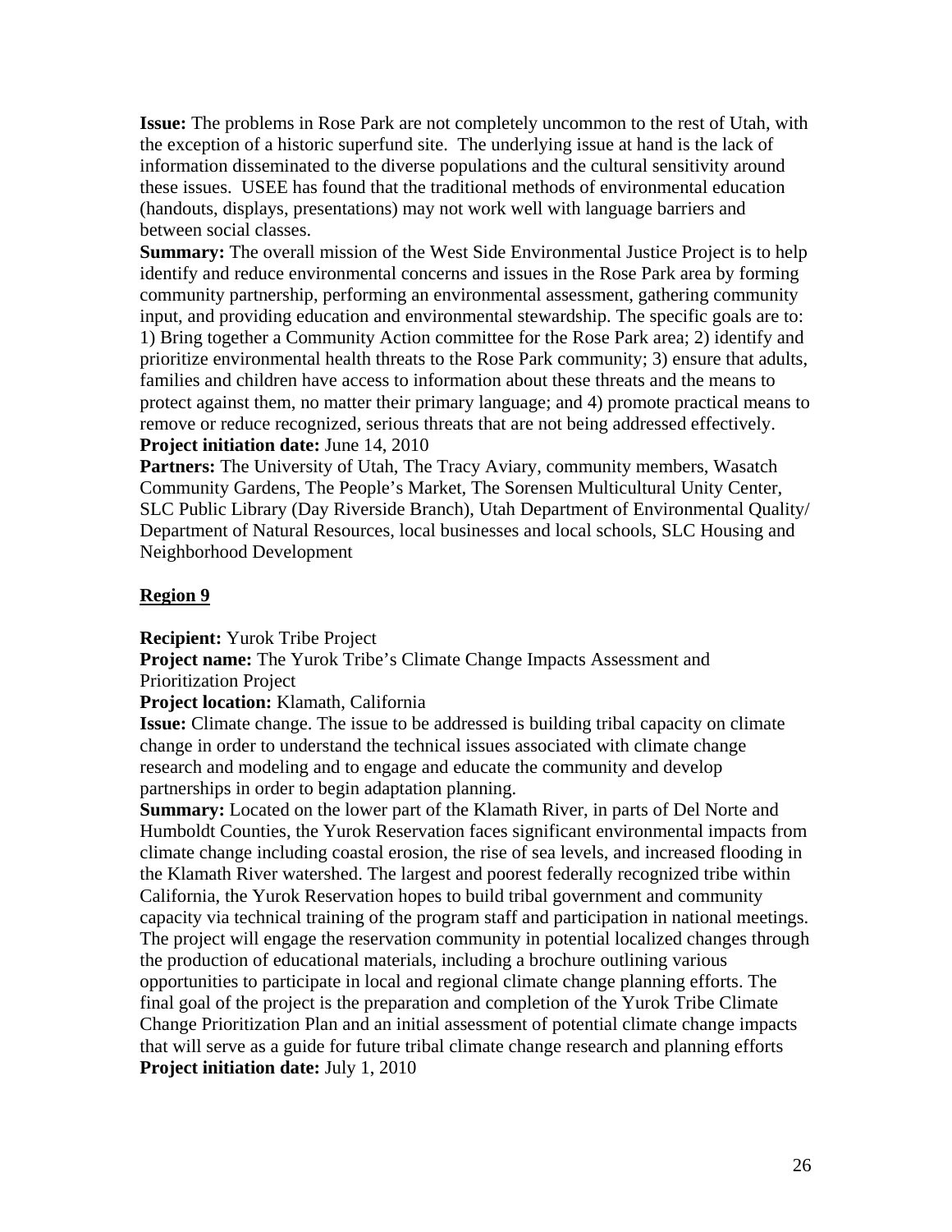**Issue:** The problems in Rose Park are not completely uncommon to the rest of Utah, with the exception of a historic superfund site. The underlying issue at hand is the lack of information disseminated to the diverse populations and the cultural sensitivity around these issues. USEE has found that the traditional methods of environmental education (handouts, displays, presentations) may not work well with language barriers and between social classes.

**Summary:** The overall mission of the West Side Environmental Justice Project is to help identify and reduce environmental concerns and issues in the Rose Park area by forming community partnership, performing an environmental assessment, gathering community input, and providing education and environmental stewardship. The specific goals are to: 1) Bring together a Community Action committee for the Rose Park area; 2) identify and prioritize environmental health threats to the Rose Park community; 3) ensure that adults, families and children have access to information about these threats and the means to protect against them, no matter their primary language; and 4) promote practical means to remove or reduce recognized, serious threats that are not being addressed effectively.

**Project initiation date:** June 14, 2010

**Partners:** The University of Utah, The Tracy Aviary, community members, Wasatch Community Gardens, The People's Market, The Sorensen Multicultural Unity Center, SLC Public Library (Day Riverside Branch), Utah Department of Environmental Quality/ Department of Natural Resources, local businesses and local schools, SLC Housing and Neighborhood Development

## Region 9

**Recipient:** Yurok Tribe Project

**Project name:** The Yurok Tribe's Climate Change Impacts Assessment and Prioritization Project

**Project location:** Klamath, California

**Issue:** Climate change. The issue to be addressed is building tribal capacity on climate change in order to understand the technical issues associated with climate change research and modeling and to engage and educate the community and develop partnerships in order to begin adaptation planning.

**Summary:** Located on the lower part of the Klamath River, in parts of Del Norte and Humboldt Counties, the Yurok Reservation faces significant environmental impacts from climate change including coastal erosion, the rise of sea levels, and increased flooding in the Klamath River watershed. The largest and poorest federally recognized tribe within California, the Yurok Reservation hopes to build tribal government and community capacity via technical training of the program staff and participation in national meetings. The project will engage the reservation community in potential localized changes through the production of educational materials, including a brochure outlining various opportunities to participate in local and regional climate change planning efforts. The final goal of the project is the preparation and completion of the Yurok Tribe Climate Change Prioritization Plan and an initial assessment of potential climate change impacts that will serve as a guide for future tribal climate change research and planning efforts

**Project initiation date:** July 1, 2010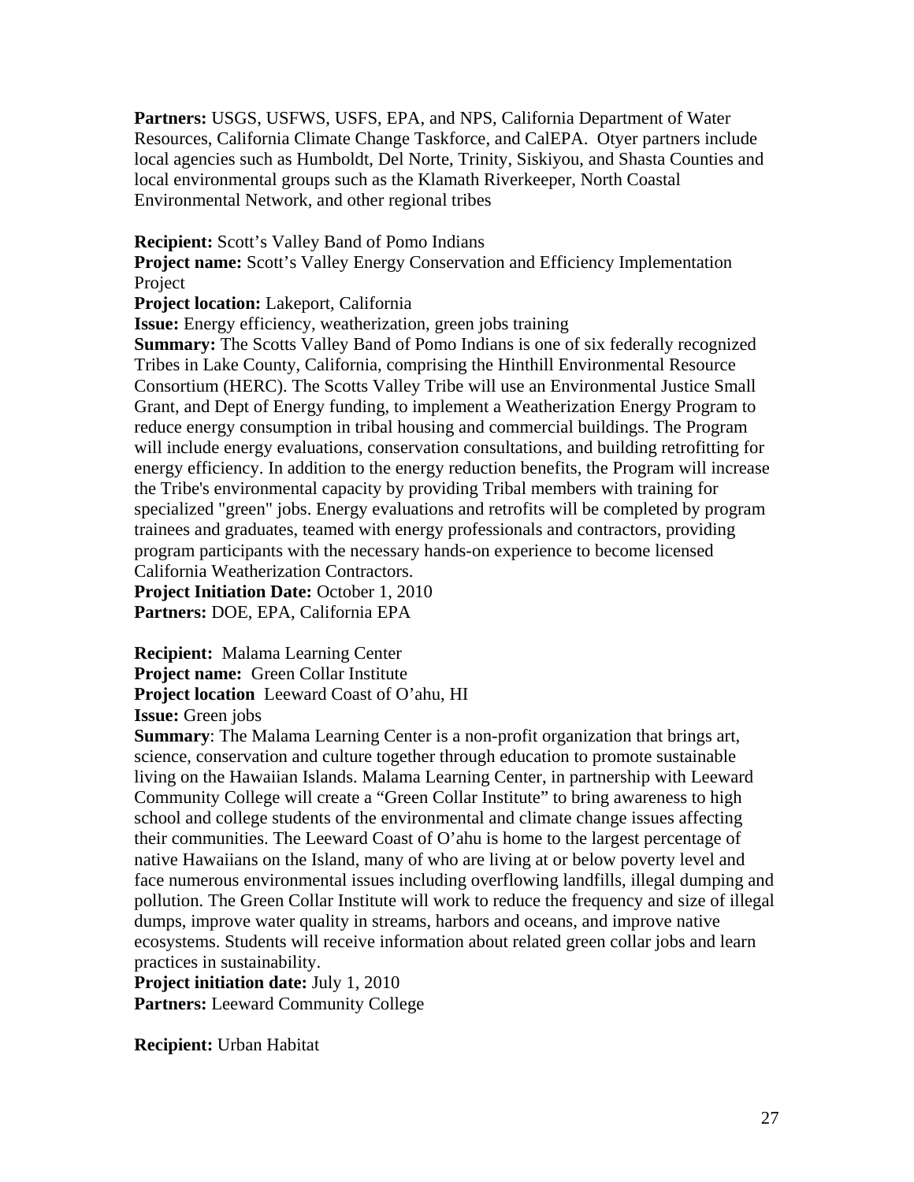**Partners:** USGS, USFWS, USFS, EPA, and NPS, California Department of Water Resources, California Climate Change Taskforce, and CalEPA. Otyer partners include local agencies such as Humboldt, Del Norte, Trinity, Siskiyou, and Shasta Counties and local environmental groups such as the Klamath Riverkeeper, North Coastal Environmental Network, and other regional tribes

**Recipient:** Scott's Valley Band of Pomo Indians
**Project name:** Scott's Valley Energy Conservation and Efficiency Implementation Project
**Project location:** Lakeport, California
**Issue:** Energy efficiency, weatherization, green jobs training
**Summary:** The Scotts Valley Band of Pomo Indians is one of six federally recognized Tribes in Lake County, California, comprising the Hinthill Environmental Resource Consortium (HERC). The Scotts Valley Tribe will use an Environmental Justice Small Grant, and Dept of Energy funding, to implement a Weatherization Energy Program to reduce energy consumption in tribal housing and commercial buildings. The Program will include energy evaluations, conservation consultations, and building retrofitting for energy efficiency. In addition to the energy reduction benefits, the Program will increase the Tribe's environmental capacity by providing Tribal members with training for specialized "green" jobs. Energy evaluations and retrofits will be completed by program trainees and graduates, teamed with energy professionals and contractors, providing program participants with the necessary hands-on experience to become licensed California Weatherization Contractors.
**Project Initiation Date:** October 1, 2010
**Partners:** DOE, EPA, California EPA

**Recipient:** Malama Learning Center
**Project name:** Green Collar Institute
**Project location** Leeward Coast of O'ahu, HI
**Issue:** Green jobs
**Summary**: The Malama Learning Center is a non-profit organization that brings art, science, conservation and culture together through education to promote sustainable living on the Hawaiian Islands. Malama Learning Center, in partnership with Leeward Community College will create a "Green Collar Institute" to bring awareness to high school and college students of the environmental and climate change issues affecting their communities. The Leeward Coast of O'ahu is home to the largest percentage of native Hawaiians on the Island, many of who are living at or below poverty level and face numerous environmental issues including overflowing landfills, illegal dumping and pollution. The Green Collar Institute will work to reduce the frequency and size of illegal dumps, improve water quality in streams, harbors and oceans, and improve native ecosystems. Students will receive information about related green collar jobs and learn practices in sustainability.
**Project initiation date:** July 1, 2010
**Partners:** Leeward Community College

**Recipient:** Urban Habitat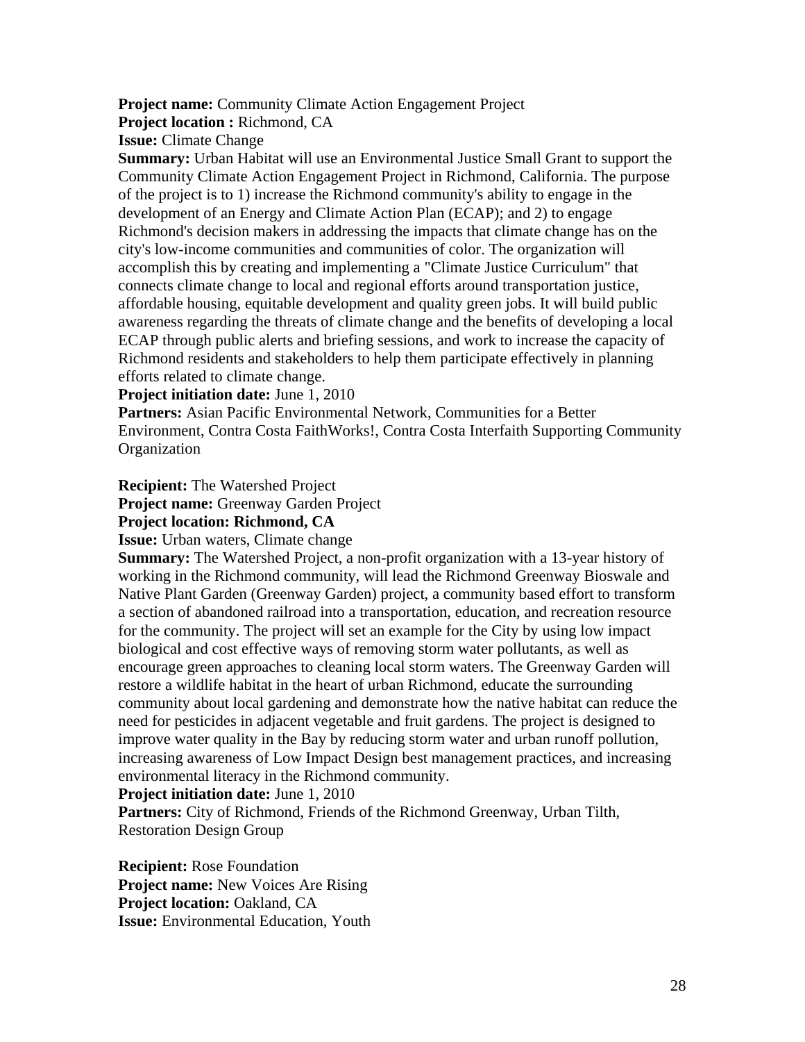**Project name:** Community Climate Action Engagement Project
**Project location :** Richmond, CA
**Issue:** Climate Change
**Summary:** Urban Habitat will use an Environmental Justice Small Grant to support the Community Climate Action Engagement Project in Richmond, California. The purpose of the project is to 1) increase the Richmond community's ability to engage in the development of an Energy and Climate Action Plan (ECAP); and 2) to engage Richmond's decision makers in addressing the impacts that climate change has on the city's low-income communities and communities of color. The organization will accomplish this by creating and implementing a "Climate Justice Curriculum" that connects climate change to local and regional efforts around transportation justice, affordable housing, equitable development and quality green jobs. It will build public awareness regarding the threats of climate change and the benefits of developing a local ECAP through public alerts and briefing sessions, and work to increase the capacity of Richmond residents and stakeholders to help them participate effectively in planning efforts related to climate change.
**Project initiation date:** June 1, 2010
**Partners:** Asian Pacific Environmental Network, Communities for a Better Environment, Contra Costa FaithWorks!, Contra Costa Interfaith Supporting Community Organization

**Recipient:** The Watershed Project
**Project name:** Greenway Garden Project
**Project location: Richmond, CA**
**Issue:** Urban waters, Climate change
**Summary:** The Watershed Project, a non-profit organization with a 13-year history of working in the Richmond community, will lead the Richmond Greenway Bioswale and Native Plant Garden (Greenway Garden) project, a community based effort to transform a section of abandoned railroad into a transportation, education, and recreation resource for the community. The project will set an example for the City by using low impact biological and cost effective ways of removing storm water pollutants, as well as encourage green approaches to cleaning local storm waters. The Greenway Garden will restore a wildlife habitat in the heart of urban Richmond, educate the surrounding community about local gardening and demonstrate how the native habitat can reduce the need for pesticides in adjacent vegetable and fruit gardens. The project is designed to improve water quality in the Bay by reducing storm water and urban runoff pollution, increasing awareness of Low Impact Design best management practices, and increasing environmental literacy in the Richmond community.
**Project initiation date:** June 1, 2010
**Partners:** City of Richmond, Friends of the Richmond Greenway, Urban Tilth, Restoration Design Group

**Recipient:** Rose Foundation
**Project name:** New Voices Are Rising
**Project location:** Oakland, CA
**Issue:** Environmental Education, Youth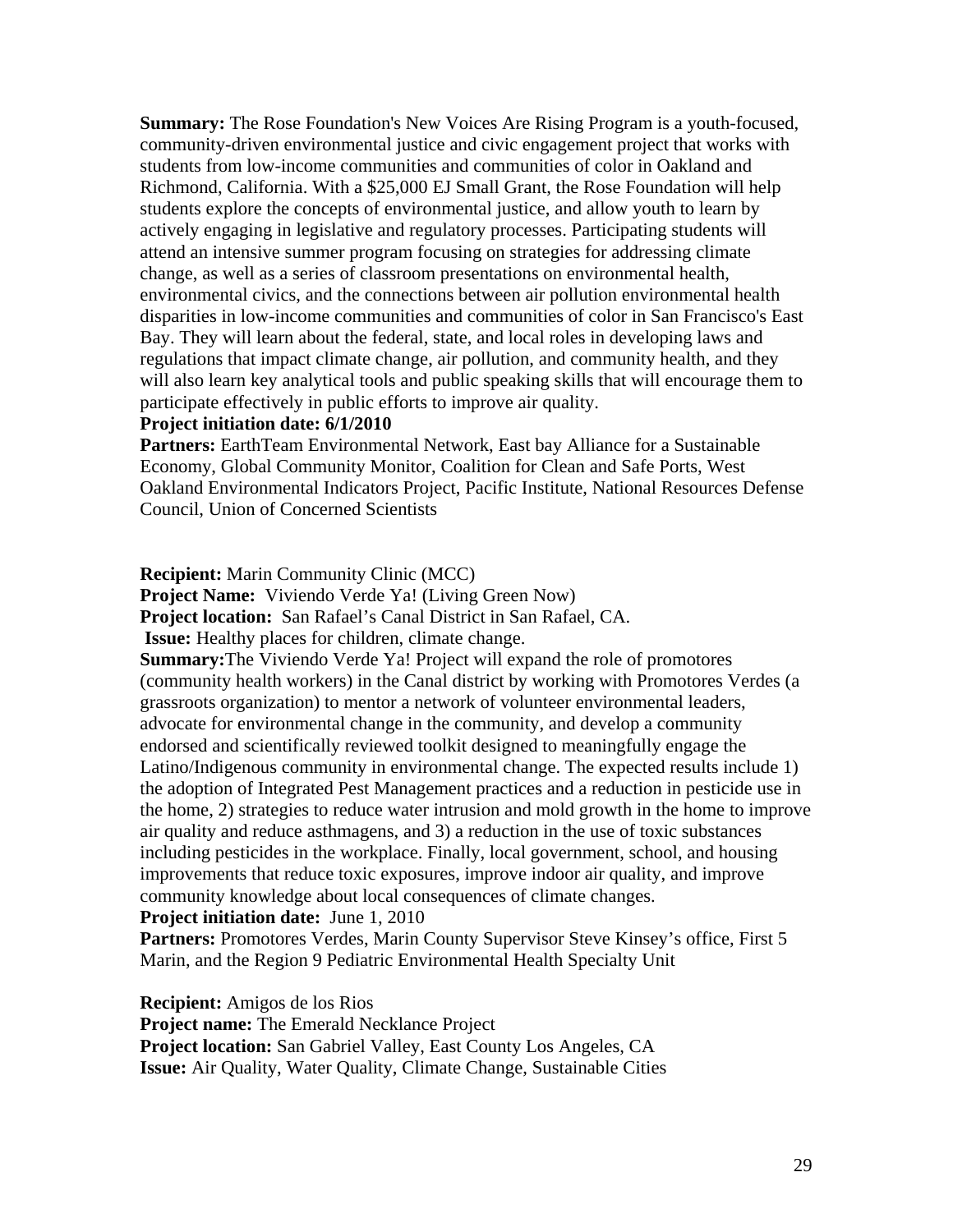**Summary:** The Rose Foundation's New Voices Are Rising Program is a youth-focused, community-driven environmental justice and civic engagement project that works with students from low-income communities and communities of color in Oakland and Richmond, California. With a $25,000 EJ Small Grant, the Rose Foundation will help students explore the concepts of environmental justice, and allow youth to learn by actively engaging in legislative and regulatory processes. Participating students will attend an intensive summer program focusing on strategies for addressing climate change, as well as a series of classroom presentations on environmental health, environmental civics, and the connections between air pollution environmental health disparities in low-income communities and communities of color in San Francisco's East Bay. They will learn about the federal, state, and local roles in developing laws and regulations that impact climate change, air pollution, and community health, and they will also learn key analytical tools and public speaking skills that will encourage them to participate effectively in public efforts to improve air quality.
**Project initiation date: 6/1/2010**
**Partners:** EarthTeam Environmental Network, East bay Alliance for a Sustainable Economy, Global Community Monitor, Coalition for Clean and Safe Ports, West Oakland Environmental Indicators Project, Pacific Institute, National Resources Defense Council, Union of Concerned Scientists

**Recipient:** Marin Community Clinic (MCC)
**Project Name:** Viviendo Verde Ya! (Living Green Now)
**Project location:** San Rafael's Canal District in San Rafael, CA.
**Issue:** Healthy places for children, climate change.
**Summary:**The Viviendo Verde Ya! Project will expand the role of promotores (community health workers) in the Canal district by working with Promotores Verdes (a grassroots organization) to mentor a network of volunteer environmental leaders, advocate for environmental change in the community, and develop a community endorsed and scientifically reviewed toolkit designed to meaningfully engage the Latino/Indigenous community in environmental change. The expected results include 1) the adoption of Integrated Pest Management practices and a reduction in pesticide use in the home, 2) strategies to reduce water intrusion and mold growth in the home to improve air quality and reduce asthmagens, and 3) a reduction in the use of toxic substances including pesticides in the workplace. Finally, local government, school, and housing improvements that reduce toxic exposures, improve indoor air quality, and improve community knowledge about local consequences of climate changes.
**Project initiation date:** June 1, 2010
**Partners:** Promotores Verdes, Marin County Supervisor Steve Kinsey's office, First 5 Marin, and the Region 9 Pediatric Environmental Health Specialty Unit

**Recipient:** Amigos de los Rios
**Project name:** The Emerald Necklance Project
**Project location:** San Gabriel Valley, East County Los Angeles, CA
**Issue:** Air Quality, Water Quality, Climate Change, Sustainable Cities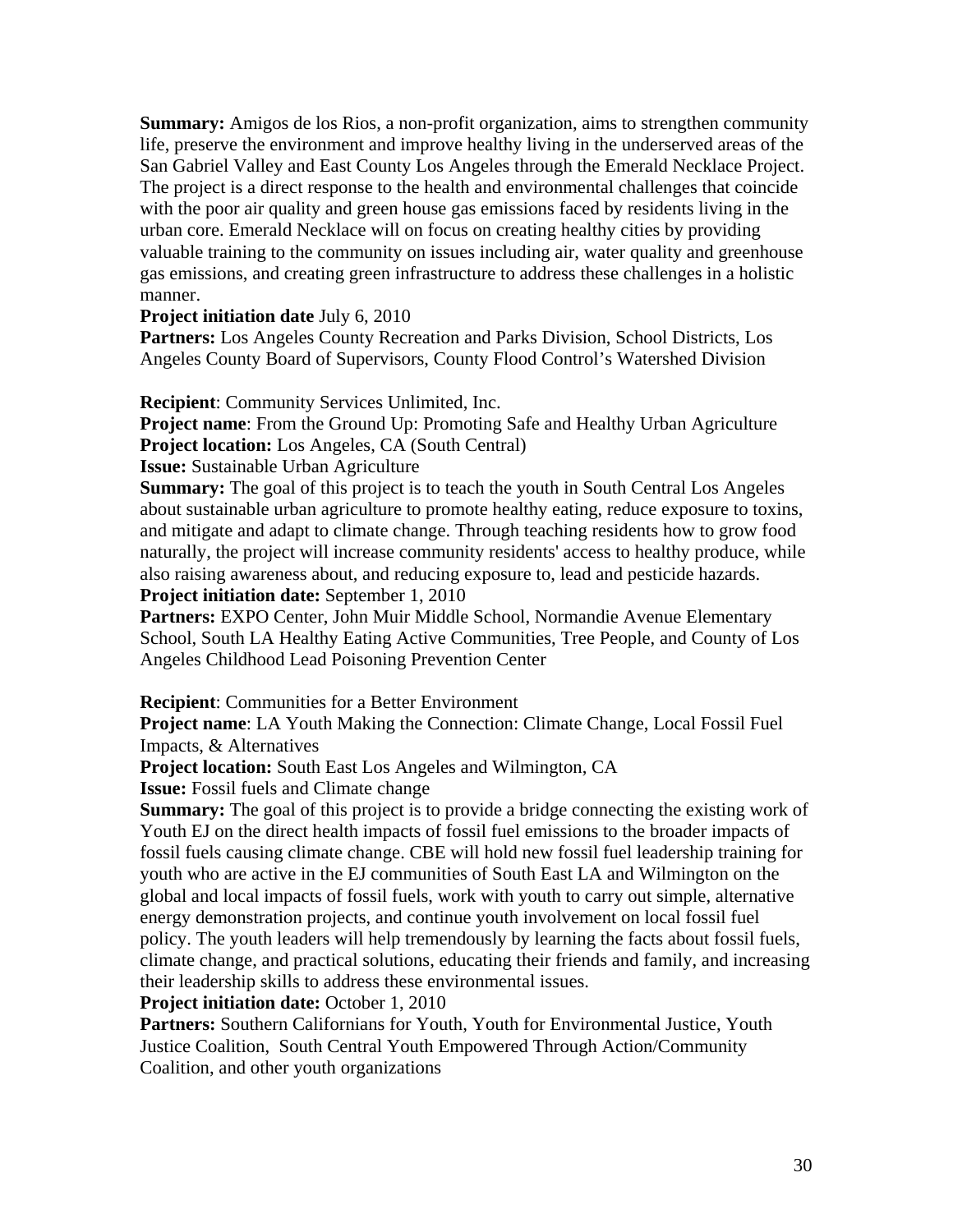**Summary:** Amigos de los Rios, a non-profit organization, aims to strengthen community life, preserve the environment and improve healthy living in the underserved areas of the San Gabriel Valley and East County Los Angeles through the Emerald Necklace Project. The project is a direct response to the health and environmental challenges that coincide with the poor air quality and green house gas emissions faced by residents living in the urban core. Emerald Necklace will on focus on creating healthy cities by providing valuable training to the community on issues including air, water quality and greenhouse gas emissions, and creating green infrastructure to address these challenges in a holistic manner.
**Project initiation date** July 6, 2010
**Partners:** Los Angeles County Recreation and Parks Division, School Districts, Los Angeles County Board of Supervisors, County Flood Control's Watershed Division

**Recipient**: Community Services Unlimited, Inc.
**Project name**: From the Ground Up: Promoting Safe and Healthy Urban Agriculture
**Project location:** Los Angeles, CA (South Central)
**Issue:** Sustainable Urban Agriculture
**Summary:** The goal of this project is to teach the youth in South Central Los Angeles about sustainable urban agriculture to promote healthy eating, reduce exposure to toxins, and mitigate and adapt to climate change. Through teaching residents how to grow food naturally, the project will increase community residents' access to healthy produce, while also raising awareness about, and reducing exposure to, lead and pesticide hazards.
**Project initiation date:** September 1, 2010
**Partners:** EXPO Center, John Muir Middle School, Normandie Avenue Elementary School, South LA Healthy Eating Active Communities, Tree People, and County of Los Angeles Childhood Lead Poisoning Prevention Center

**Recipient**: Communities for a Better Environment
**Project name**: LA Youth Making the Connection: Climate Change, Local Fossil Fuel Impacts, & Alternatives
**Project location:** South East Los Angeles and Wilmington, CA
**Issue:** Fossil fuels and Climate change
**Summary:** The goal of this project is to provide a bridge connecting the existing work of Youth EJ on the direct health impacts of fossil fuel emissions to the broader impacts of fossil fuels causing climate change. CBE will hold new fossil fuel leadership training for youth who are active in the EJ communities of South East LA and Wilmington on the global and local impacts of fossil fuels, work with youth to carry out simple, alternative energy demonstration projects, and continue youth involvement on local fossil fuel policy. The youth leaders will help tremendously by learning the facts about fossil fuels, climate change, and practical solutions, educating their friends and family, and increasing their leadership skills to address these environmental issues.
**Project initiation date:** October 1, 2010
**Partners:** Southern Californians for Youth, Youth for Environmental Justice, Youth Justice Coalition, South Central Youth Empowered Through Action/Community Coalition, and other youth organizations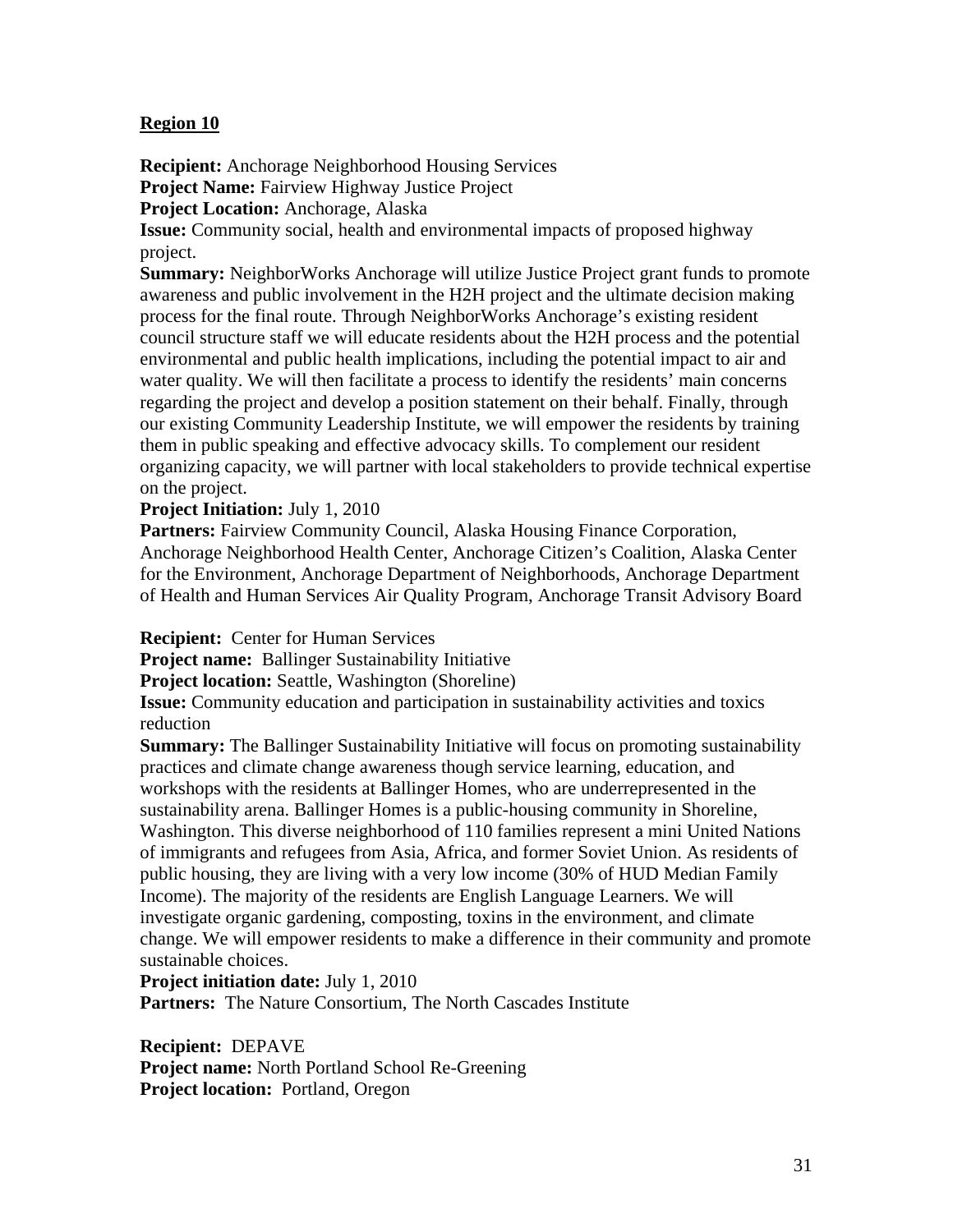## Region 10

**Recipient:** Anchorage Neighborhood Housing Services
**Project Name:** Fairview Highway Justice Project
**Project Location:** Anchorage, Alaska
**Issue:** Community social, health and environmental impacts of proposed highway project.
**Summary:** NeighborWorks Anchorage will utilize Justice Project grant funds to promote awareness and public involvement in the H2H project and the ultimate decision making process for the final route. Through NeighborWorks Anchorage's existing resident council structure staff we will educate residents about the H2H process and the potential environmental and public health implications, including the potential impact to air and water quality. We will then facilitate a process to identify the residents' main concerns regarding the project and develop a position statement on their behalf. Finally, through our existing Community Leadership Institute, we will empower the residents by training them in public speaking and effective advocacy skills. To complement our resident organizing capacity, we will partner with local stakeholders to provide technical expertise on the project.
**Project Initiation:** July 1, 2010
**Partners:** Fairview Community Council, Alaska Housing Finance Corporation, Anchorage Neighborhood Health Center, Anchorage Citizen's Coalition, Alaska Center for the Environment, Anchorage Department of Neighborhoods, Anchorage Department of Health and Human Services Air Quality Program, Anchorage Transit Advisory Board

**Recipient:** Center for Human Services
**Project name:** Ballinger Sustainability Initiative
**Project location:** Seattle, Washington (Shoreline)
**Issue:** Community education and participation in sustainability activities and toxics reduction
**Summary:** The Ballinger Sustainability Initiative will focus on promoting sustainability practices and climate change awareness though service learning, education, and workshops with the residents at Ballinger Homes, who are underrepresented in the sustainability arena. Ballinger Homes is a public-housing community in Shoreline, Washington. This diverse neighborhood of 110 families represent a mini United Nations of immigrants and refugees from Asia, Africa, and former Soviet Union. As residents of public housing, they are living with a very low income (30% of HUD Median Family Income). The majority of the residents are English Language Learners. We will investigate organic gardening, composting, toxins in the environment, and climate change. We will empower residents to make a difference in their community and promote sustainable choices.
**Project initiation date:** July 1, 2010
**Partners:** The Nature Consortium, The North Cascades Institute

**Recipient:** DEPAVE
**Project name:** North Portland School Re-Greening
**Project location:** Portland, Oregon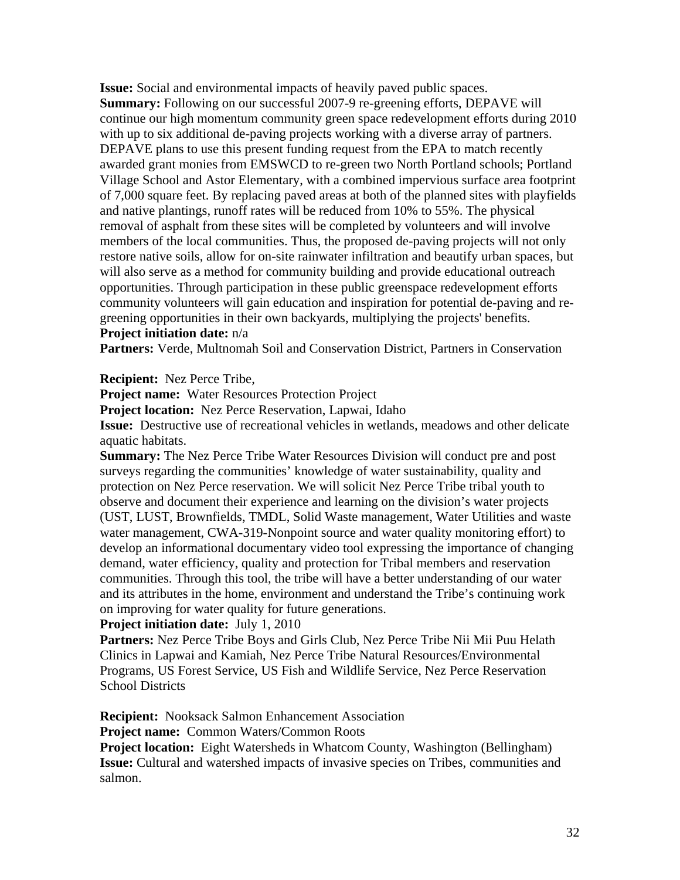**Issue:** Social and environmental impacts of heavily paved public spaces.
**Summary:** Following on our successful 2007-9 re-greening efforts, DEPAVE will continue our high momentum community green space redevelopment efforts during 2010 with up to six additional de-paving projects working with a diverse array of partners. DEPAVE plans to use this present funding request from the EPA to match recently awarded grant monies from EMSWCD to re-green two North Portland schools; Portland Village School and Astor Elementary, with a combined impervious surface area footprint of 7,000 square feet. By replacing paved areas at both of the planned sites with playfields and native plantings, runoff rates will be reduced from 10% to 55%. The physical removal of asphalt from these sites will be completed by volunteers and will involve members of the local communities. Thus, the proposed de-paving projects will not only restore native soils, allow for on-site rainwater infiltration and beautify urban spaces, but will also serve as a method for community building and provide educational outreach opportunities. Through participation in these public greenspace redevelopment efforts community volunteers will gain education and inspiration for potential de-paving and re-greening opportunities in their own backyards, multiplying the projects' benefits.
**Project initiation date:** n/a
**Partners:** Verde, Multnomah Soil and Conservation District, Partners in Conservation

**Recipient:** Nez Perce Tribe,
**Project name:** Water Resources Protection Project
**Project location:** Nez Perce Reservation, Lapwai, Idaho
**Issue:** Destructive use of recreational vehicles in wetlands, meadows and other delicate aquatic habitats.
**Summary:** The Nez Perce Tribe Water Resources Division will conduct pre and post surveys regarding the communities' knowledge of water sustainability, quality and protection on Nez Perce reservation. We will solicit Nez Perce Tribe tribal youth to observe and document their experience and learning on the division's water projects (UST, LUST, Brownfields, TMDL, Solid Waste management, Water Utilities and waste water management, CWA-319-Nonpoint source and water quality monitoring effort) to develop an informational documentary video tool expressing the importance of changing demand, water efficiency, quality and protection for Tribal members and reservation communities. Through this tool, the tribe will have a better understanding of our water and its attributes in the home, environment and understand the Tribe's continuing work on improving for water quality for future generations.
**Project initiation date:** July 1, 2010
**Partners:** Nez Perce Tribe Boys and Girls Club, Nez Perce Tribe Nii Mii Puu Helath Clinics in Lapwai and Kamiah, Nez Perce Tribe Natural Resources/Environmental Programs, US Forest Service, US Fish and Wildlife Service, Nez Perce Reservation School Districts

**Recipient:** Nooksack Salmon Enhancement Association
**Project name:** Common Waters/Common Roots
**Project location:** Eight Watersheds in Whatcom County, Washington (Bellingham)
**Issue:** Cultural and watershed impacts of invasive species on Tribes, communities and salmon.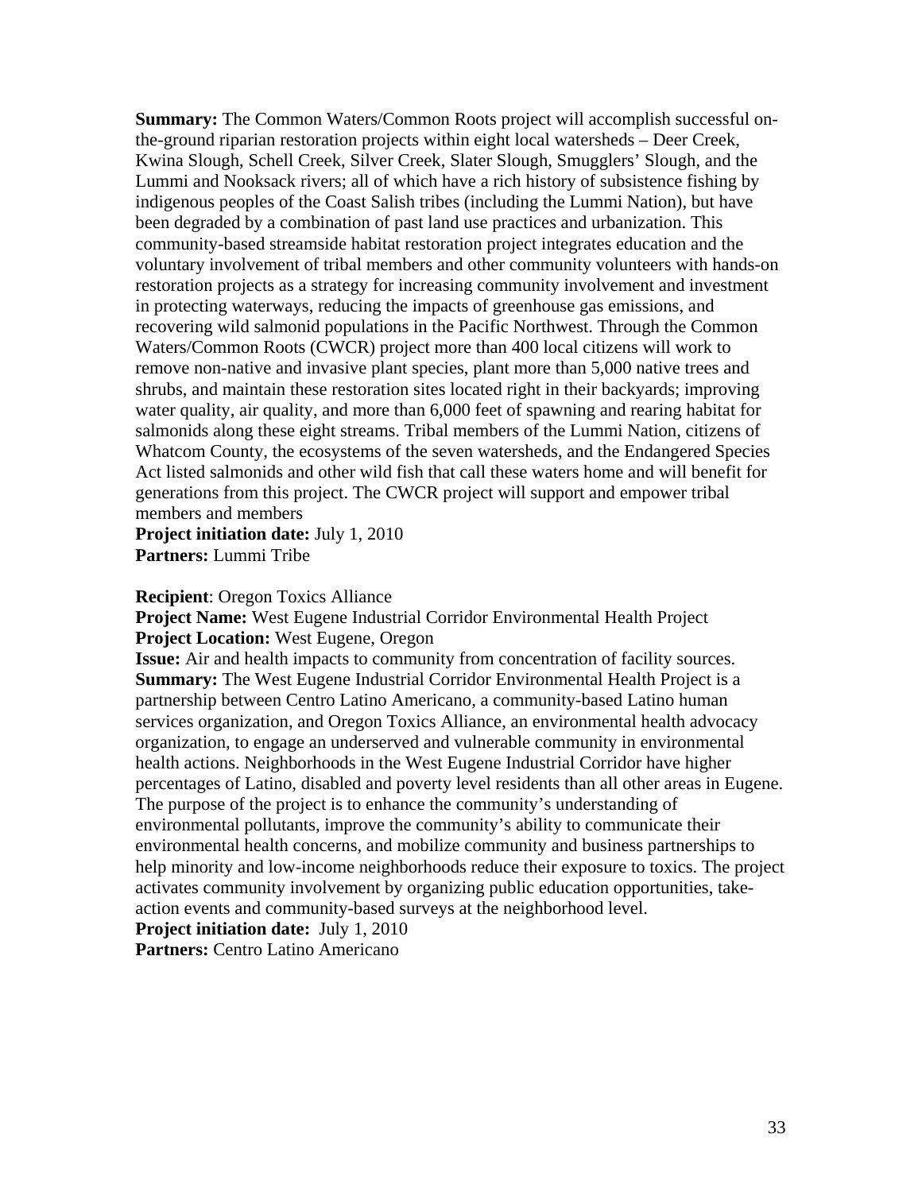**Summary:** The Common Waters/Common Roots project will accomplish successful on-the-ground riparian restoration projects within eight local watersheds – Deer Creek, Kwina Slough, Schell Creek, Silver Creek, Slater Slough, Smugglers' Slough, and the Lummi and Nooksack rivers; all of which have a rich history of subsistence fishing by indigenous peoples of the Coast Salish tribes (including the Lummi Nation), but have been degraded by a combination of past land use practices and urbanization. This community-based streamside habitat restoration project integrates education and the voluntary involvement of tribal members and other community volunteers with hands-on restoration projects as a strategy for increasing community involvement and investment in protecting waterways, reducing the impacts of greenhouse gas emissions, and recovering wild salmonid populations in the Pacific Northwest. Through the Common Waters/Common Roots (CWCR) project more than 400 local citizens will work to remove non-native and invasive plant species, plant more than 5,000 native trees and shrubs, and maintain these restoration sites located right in their backyards; improving water quality, air quality, and more than 6,000 feet of spawning and rearing habitat for salmonids along these eight streams. Tribal members of the Lummi Nation, citizens of Whatcom County, the ecosystems of the seven watersheds, and the Endangered Species Act listed salmonids and other wild fish that call these waters home and will benefit for generations from this project. The CWCR project will support and empower tribal members and members

**Project initiation date:** July 1, 2010

**Partners:** Lummi Tribe

**Recipient**: Oregon Toxics Alliance

**Project Name:** West Eugene Industrial Corridor Environmental Health Project

**Project Location:** West Eugene, Oregon

**Issue:** Air and health impacts to community from concentration of facility sources.

**Summary:** The West Eugene Industrial Corridor Environmental Health Project is a partnership between Centro Latino Americano, a community-based Latino human services organization, and Oregon Toxics Alliance, an environmental health advocacy organization, to engage an underserved and vulnerable community in environmental health actions. Neighborhoods in the West Eugene Industrial Corridor have higher percentages of Latino, disabled and poverty level residents than all other areas in Eugene. The purpose of the project is to enhance the community's understanding of environmental pollutants, improve the community's ability to communicate their environmental health concerns, and mobilize community and business partnerships to help minority and low-income neighborhoods reduce their exposure to toxics. The project activates community involvement by organizing public education opportunities, take-action events and community-based surveys at the neighborhood level.

**Project initiation date:** July 1, 2010

**Partners:** Centro Latino Americano